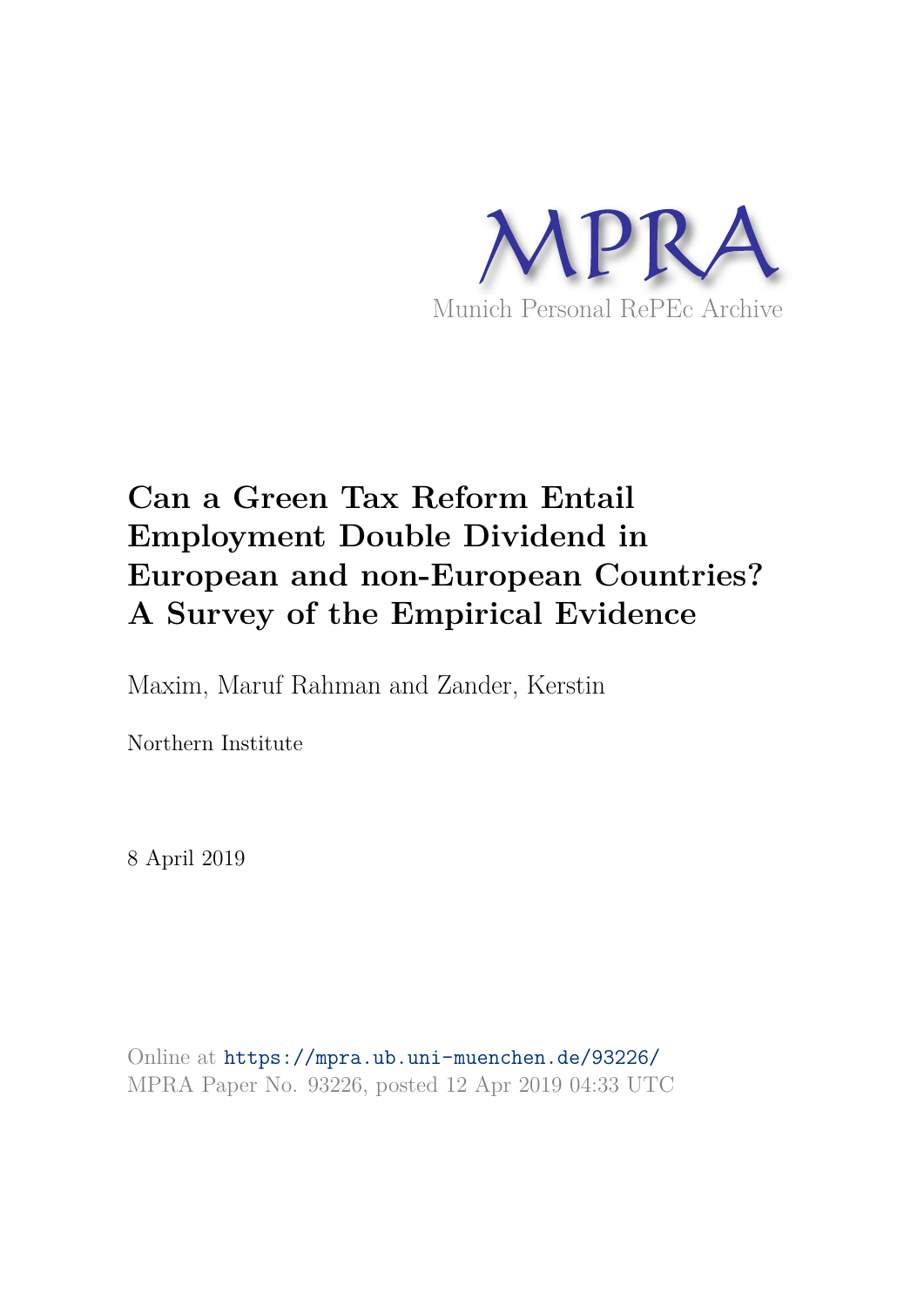MPRA

Munich Personal RePEc Archive

# Can a Green Tax Reform Entail Employment Double Dividend in European and non-European Countries? A Survey of the Empirical Evidence

Maxim, Maruf Rahman and Zander, Kerstin

Northern Institute

8 April 2019

Online at https://mpra.ub.uni-muenchen.de/93226/
MPRA Paper No. 93226, posted 12 Apr 2019 04:33 UTC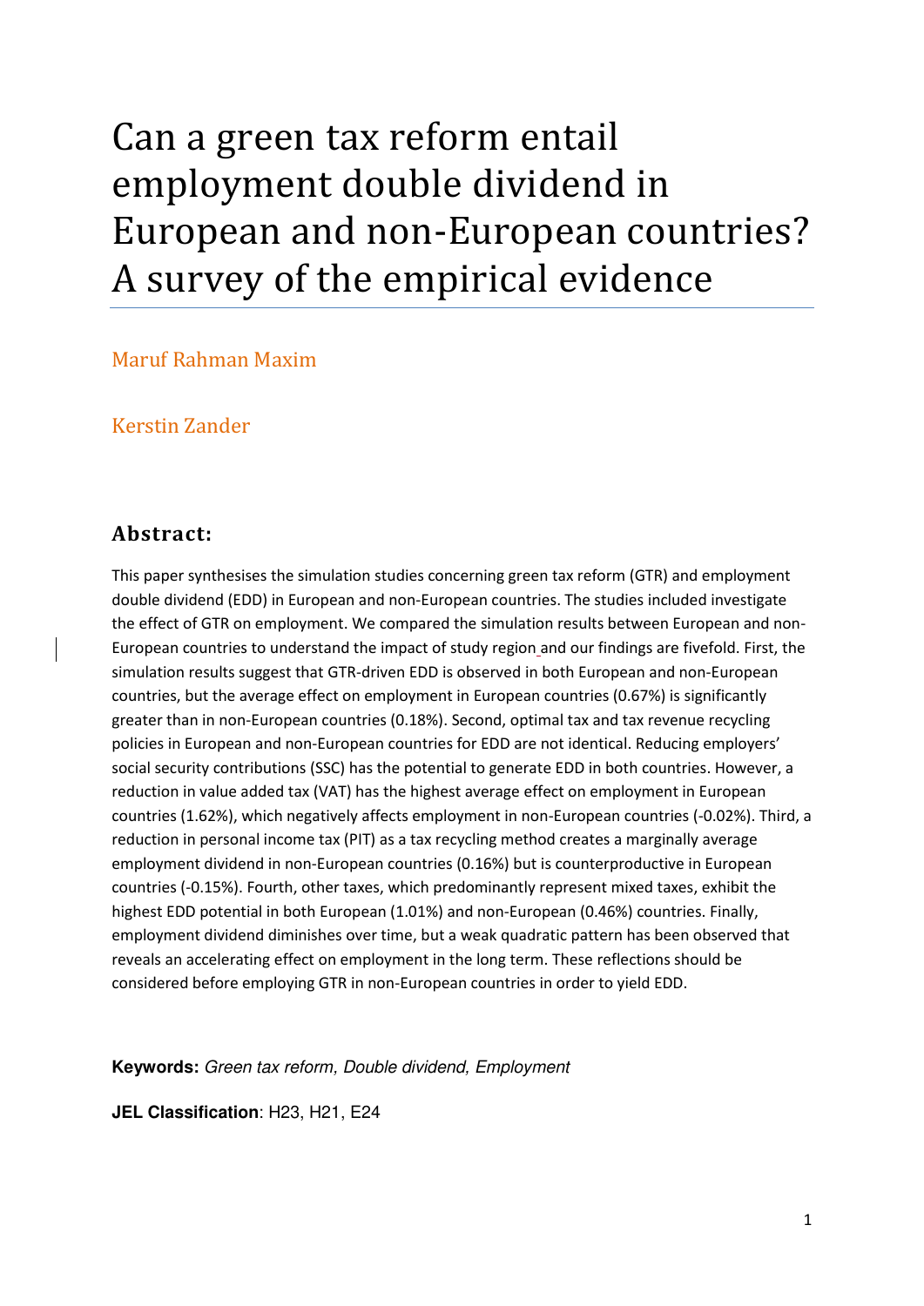# Can a green tax reform entail employment double dividend in European and non-European countries? A survey of the empirical evidence

Maruf Rahman Maxim

Kerstin Zander

## Abstract:

This paper synthesises the simulation studies concerning green tax reform (GTR) and employment double dividend (EDD) in European and non-European countries. The studies included investigate the effect of GTR on employment. We compared the simulation results between European and non-European countries to understand the impact of study region and our findings are fivefold. First, the simulation results suggest that GTR-driven EDD is observed in both European and non-European countries, but the average effect on employment in European countries (0.67%) is significantly greater than in non-European countries (0.18%). Second, optimal tax and tax revenue recycling policies in European and non-European countries for EDD are not identical. Reducing employers' social security contributions (SSC) has the potential to generate EDD in both countries. However, a reduction in value added tax (VAT) has the highest average effect on employment in European countries (1.62%), which negatively affects employment in non-European countries (-0.02%). Third, a reduction in personal income tax (PIT) as a tax recycling method creates a marginally average employment dividend in non-European countries (0.16%) but is counterproductive in European countries (-0.15%). Fourth, other taxes, which predominantly represent mixed taxes, exhibit the highest EDD potential in both European (1.01%) and non-European (0.46%) countries. Finally, employment dividend diminishes over time, but a weak quadratic pattern has been observed that reveals an accelerating effect on employment in the long term. These reflections should be considered before employing GTR in non-European countries in order to yield EDD.

**Keywords:** *Green tax reform, Double dividend, Employment*

**JEL Classification**: H23, H21, E24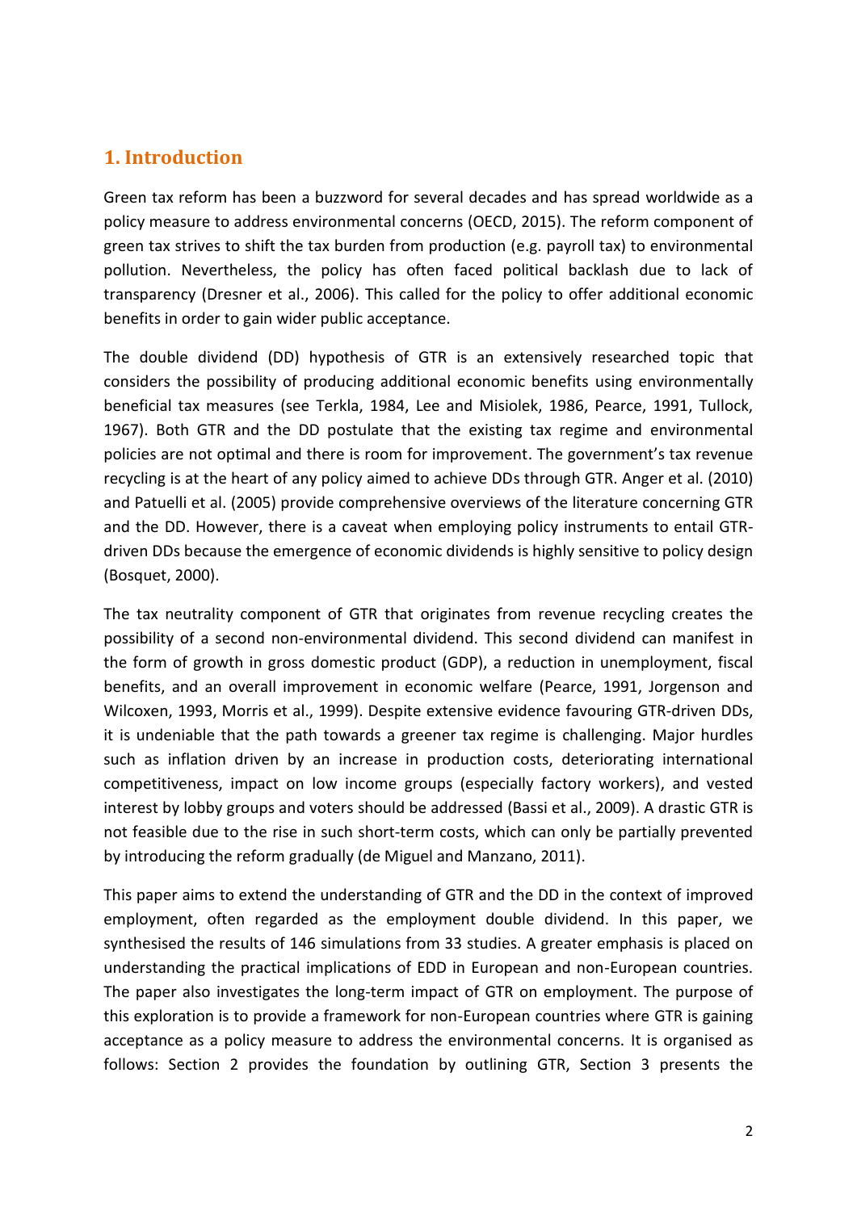## 1. Introduction

Green tax reform has been a buzzword for several decades and has spread worldwide as a policy measure to address environmental concerns (OECD, 2015). The reform component of green tax strives to shift the tax burden from production (e.g. payroll tax) to environmental pollution. Nevertheless, the policy has often faced political backlash due to lack of transparency (Dresner et al., 2006). This called for the policy to offer additional economic benefits in order to gain wider public acceptance.

The double dividend (DD) hypothesis of GTR is an extensively researched topic that considers the possibility of producing additional economic benefits using environmentally beneficial tax measures (see Terkla, 1984, Lee and Misiolek, 1986, Pearce, 1991, Tullock, 1967). Both GTR and the DD postulate that the existing tax regime and environmental policies are not optimal and there is room for improvement. The government's tax revenue recycling is at the heart of any policy aimed to achieve DDs through GTR. Anger et al. (2010) and Patuelli et al. (2005) provide comprehensive overviews of the literature concerning GTR and the DD. However, there is a caveat when employing policy instruments to entail GTR-driven DDs because the emergence of economic dividends is highly sensitive to policy design (Bosquet, 2000).

The tax neutrality component of GTR that originates from revenue recycling creates the possibility of a second non-environmental dividend. This second dividend can manifest in the form of growth in gross domestic product (GDP), a reduction in unemployment, fiscal benefits, and an overall improvement in economic welfare (Pearce, 1991, Jorgenson and Wilcoxen, 1993, Morris et al., 1999). Despite extensive evidence favouring GTR-driven DDs, it is undeniable that the path towards a greener tax regime is challenging. Major hurdles such as inflation driven by an increase in production costs, deteriorating international competitiveness, impact on low income groups (especially factory workers), and vested interest by lobby groups and voters should be addressed (Bassi et al., 2009). A drastic GTR is not feasible due to the rise in such short-term costs, which can only be partially prevented by introducing the reform gradually (de Miguel and Manzano, 2011).

This paper aims to extend the understanding of GTR and the DD in the context of improved employment, often regarded as the employment double dividend. In this paper, we synthesised the results of 146 simulations from 33 studies. A greater emphasis is placed on understanding the practical implications of EDD in European and non-European countries. The paper also investigates the long-term impact of GTR on employment. The purpose of this exploration is to provide a framework for non-European countries where GTR is gaining acceptance as a policy measure to address the environmental concerns. It is organised as follows: Section 2 provides the foundation by outlining GTR, Section 3 presents the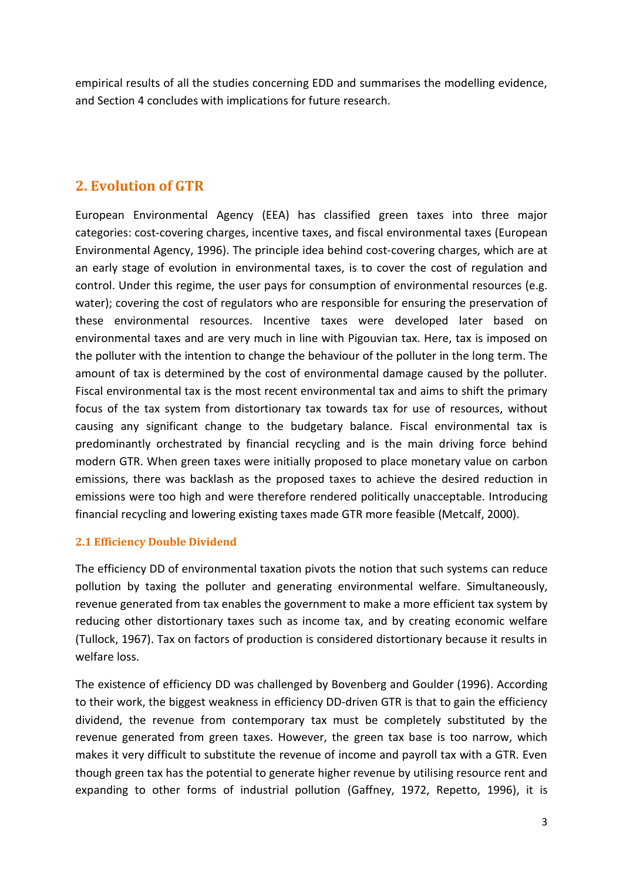empirical results of all the studies concerning EDD and summarises the modelling evidence, and Section 4 concludes with implications for future research.

## 2. Evolution of GTR

European Environmental Agency (EEA) has classified green taxes into three major categories: cost-covering charges, incentive taxes, and fiscal environmental taxes (European Environmental Agency, 1996). The principle idea behind cost-covering charges, which are at an early stage of evolution in environmental taxes, is to cover the cost of regulation and control. Under this regime, the user pays for consumption of environmental resources (e.g. water); covering the cost of regulators who are responsible for ensuring the preservation of these environmental resources. Incentive taxes were developed later based on environmental taxes and are very much in line with Pigouvian tax. Here, tax is imposed on the polluter with the intention to change the behaviour of the polluter in the long term. The amount of tax is determined by the cost of environmental damage caused by the polluter. Fiscal environmental tax is the most recent environmental tax and aims to shift the primary focus of the tax system from distortionary tax towards tax for use of resources, without causing any significant change to the budgetary balance. Fiscal environmental tax is predominantly orchestrated by financial recycling and is the main driving force behind modern GTR. When green taxes were initially proposed to place monetary value on carbon emissions, there was backlash as the proposed taxes to achieve the desired reduction in emissions were too high and were therefore rendered politically unacceptable. Introducing financial recycling and lowering existing taxes made GTR more feasible (Metcalf, 2000).

### 2.1 Efficiency Double Dividend

The efficiency DD of environmental taxation pivots the notion that such systems can reduce pollution by taxing the polluter and generating environmental welfare. Simultaneously, revenue generated from tax enables the government to make a more efficient tax system by reducing other distortionary taxes such as income tax, and by creating economic welfare (Tullock, 1967). Tax on factors of production is considered distortionary because it results in welfare loss.

The existence of efficiency DD was challenged by Bovenberg and Goulder (1996). According to their work, the biggest weakness in efficiency DD-driven GTR is that to gain the efficiency dividend, the revenue from contemporary tax must be completely substituted by the revenue generated from green taxes. However, the green tax base is too narrow, which makes it very difficult to substitute the revenue of income and payroll tax with a GTR. Even though green tax has the potential to generate higher revenue by utilising resource rent and expanding to other forms of industrial pollution (Gaffney, 1972, Repetto, 1996), it is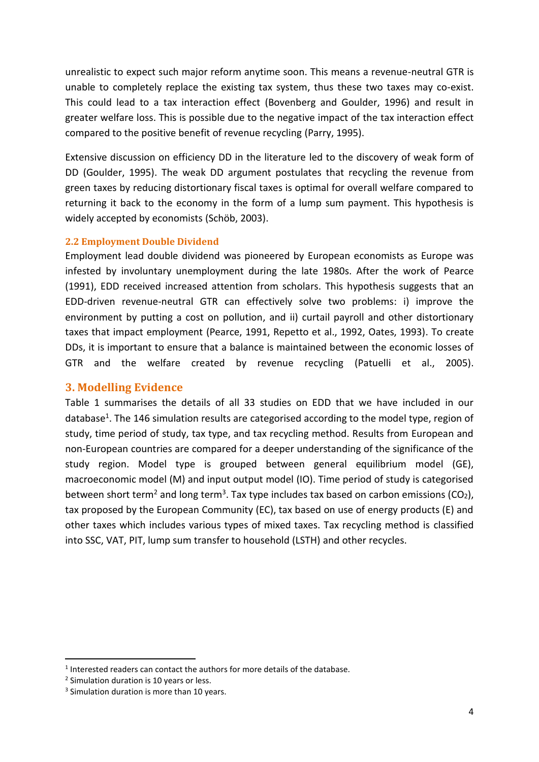unrealistic to expect such major reform anytime soon. This means a revenue-neutral GTR is unable to completely replace the existing tax system, thus these two taxes may co-exist. This could lead to a tax interaction effect (Bovenberg and Goulder, 1996) and result in greater welfare loss. This is possible due to the negative impact of the tax interaction effect compared to the positive benefit of revenue recycling (Parry, 1995).

Extensive discussion on efficiency DD in the literature led to the discovery of weak form of DD (Goulder, 1995). The weak DD argument postulates that recycling the revenue from green taxes by reducing distortionary fiscal taxes is optimal for overall welfare compared to returning it back to the economy in the form of a lump sum payment. This hypothesis is widely accepted by economists (Schöb, 2003).

### 2.2 Employment Double Dividend

Employment lead double dividend was pioneered by European economists as Europe was infested by involuntary unemployment during the late 1980s. After the work of Pearce (1991), EDD received increased attention from scholars. This hypothesis suggests that an EDD-driven revenue-neutral GTR can effectively solve two problems: i) improve the environment by putting a cost on pollution, and ii) curtail payroll and other distortionary taxes that impact employment (Pearce, 1991, Repetto et al., 1992, Oates, 1993). To create DDs, it is important to ensure that a balance is maintained between the economic losses of GTR and the welfare created by revenue recycling (Patuelli et al., 2005).

## 3. Modelling Evidence

Table 1 summarises the details of all 33 studies on EDD that we have included in our database[1]. The 146 simulation results are categorised according to the model type, region of study, time period of study, tax type, and tax recycling method. Results from European and non-European countries are compared for a deeper understanding of the significance of the study region. Model type is grouped between general equilibrium model (GE), macroeconomic model (M) and input output model (IO). Time period of study is categorised between short term[2] and long term[3]. Tax type includes tax based on carbon emissions ($CO_2$), tax proposed by the European Community (EC), tax based on use of energy products (E) and other taxes which includes various types of mixed taxes. Tax recycling method is classified into SSC, VAT, PIT, lump sum transfer to household (LSTH) and other recycles.

[1] Interested readers can contact the authors for more details of the database.

[2] Simulation duration is 10 years or less.

[3] Simulation duration is more than 10 years.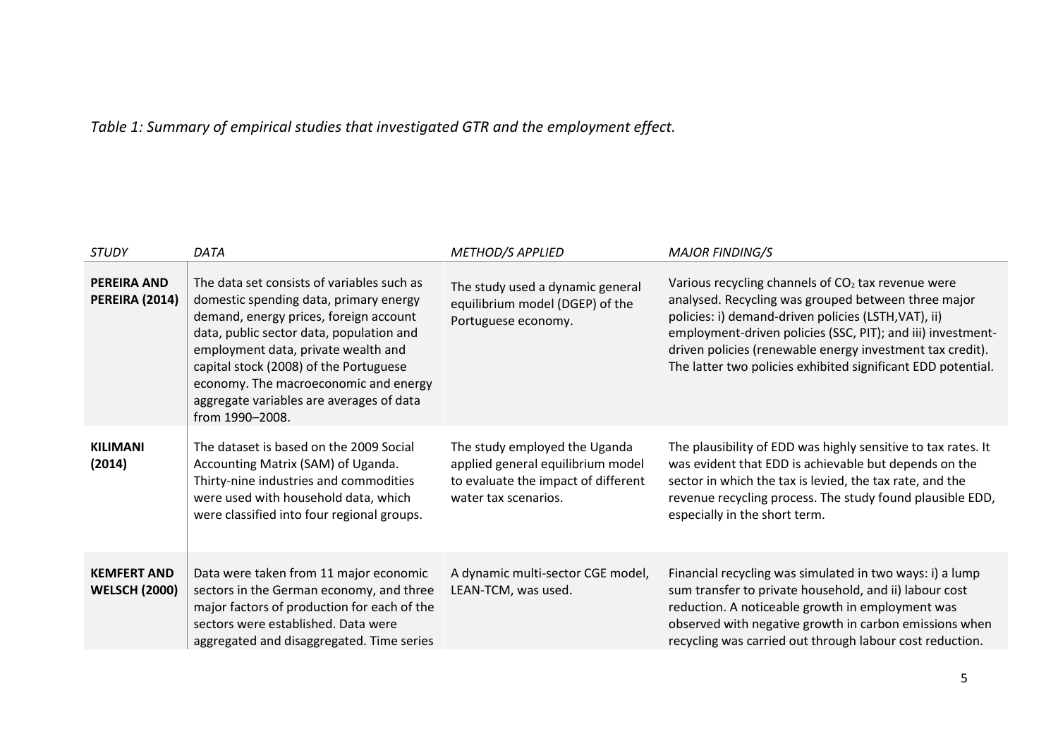*Table 1: Summary of empirical studies that investigated GTR and the employment effect.*

| *STUDY* | *DATA* | *METHOD/S APPLIED* | *MAJOR FINDING/S* |
|---|---|---|---|
| **PEREIRA AND PEREIRA (2014)** | The data set consists of variables such as domestic spending data, primary energy demand, energy prices, foreign account data, public sector data, population and employment data, private wealth and capital stock (2008) of the Portuguese economy. The macroeconomic and energy aggregate variables are averages of data from 1990–2008. | The study used a dynamic general equilibrium model (DGEP) of the Portuguese economy. | Various recycling channels of $CO_2$ tax revenue were analysed. Recycling was grouped between three major policies: i) demand-driven policies (LSTH,VAT), ii) employment-driven policies (SSC, PIT); and iii) investment-driven policies (renewable energy investment tax credit). The latter two policies exhibited significant EDD potential. |
| **KILIMANI (2014)** | The dataset is based on the 2009 Social Accounting Matrix (SAM) of Uganda. Thirty-nine industries and commodities were used with household data, which were classified into four regional groups. | The study employed the Uganda applied general equilibrium model to evaluate the impact of different water tax scenarios. | The plausibility of EDD was highly sensitive to tax rates. It was evident that EDD is achievable but depends on the sector in which the tax is levied, the tax rate, and the revenue recycling process. The study found plausible EDD, especially in the short term. |
| **KEMFERT AND WELSCH (2000)** | Data were taken from 11 major economic sectors in the German economy, and three major factors of production for each of the sectors were established. Data were aggregated and disaggregated. Time series | A dynamic multi-sector CGE model, LEAN-TCM, was used. | Financial recycling was simulated in two ways: i) a lump sum transfer to private household, and ii) labour cost reduction. A noticeable growth in employment was observed with negative growth in carbon emissions when recycling was carried out through labour cost reduction. |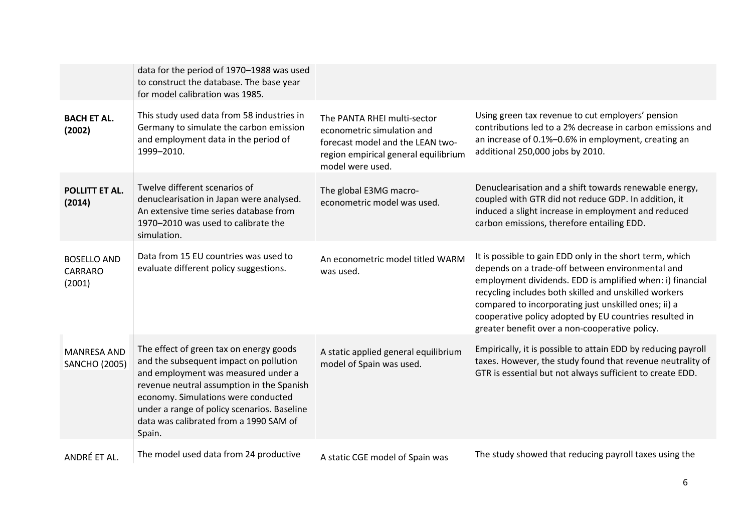| | | | |
|---|---|---|---|
| | data for the period of 1970–1988 was used to construct the database. The base year for model calibration was 1985. | | |
| **BACH ET AL. (2002)** | This study used data from 58 industries in Germany to simulate the carbon emission and employment data in the period of 1999–2010. | The PANTA RHEI multi-sector econometric simulation and forecast model and the LEAN two-region empirical general equilibrium model were used. | Using green tax revenue to cut employers' pension contributions led to a 2% decrease in carbon emissions and an increase of 0.1%–0.6% in employment, creating an additional 250,000 jobs by 2010. |
| **POLLITT ET AL. (2014)** | Twelve different scenarios of denuclearisation in Japan were analysed. An extensive time series database from 1970–2010 was used to calibrate the simulation. | The global E3MG macro-econometric model was used. | Denuclearisation and a shift towards renewable energy, coupled with GTR did not reduce GDP. In addition, it induced a slight increase in employment and reduced carbon emissions, therefore entailing EDD. |
| BOSELLO AND CARRARO (2001) | Data from 15 EU countries was used to evaluate different policy suggestions. | An econometric model titled WARM was used. | It is possible to gain EDD only in the short term, which depends on a trade-off between environmental and employment dividends. EDD is amplified when: i) financial recycling includes both skilled and unskilled workers compared to incorporating just unskilled ones; ii) a cooperative policy adopted by EU countries resulted in greater benefit over a non-cooperative policy. |
| MANRESA AND SANCHO (2005) | The effect of green tax on energy goods and the subsequent impact on pollution and employment was measured under a revenue neutral assumption in the Spanish economy. Simulations were conducted under a range of policy scenarios. Baseline data was calibrated from a 1990 SAM of Spain. | A static applied general equilibrium model of Spain was used. | Empirically, it is possible to attain EDD by reducing payroll taxes. However, the study found that revenue neutrality of GTR is essential but not always sufficient to create EDD. |
| ANDRÉ ET AL. | The model used data from 24 productive | A static CGE model of Spain was | The study showed that reducing payroll taxes using the |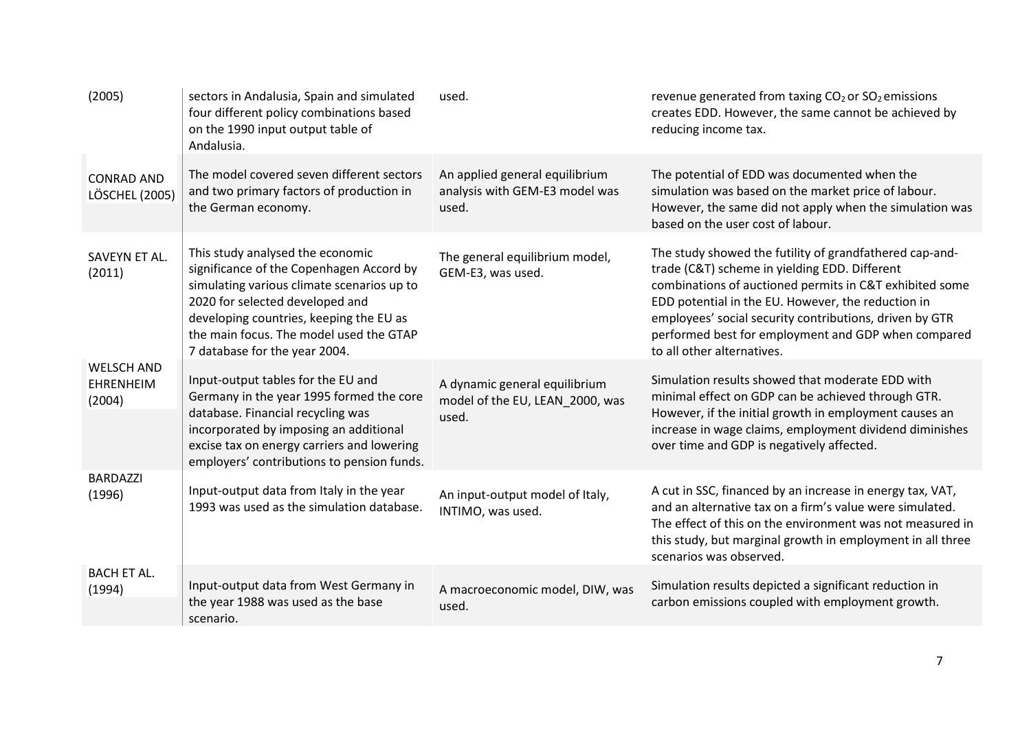| | | | |
|---|---|---|---|
| (2005) | sectors in Andalusia, Spain and simulated four different policy combinations based on the 1990 input output table of Andalusia. | used. | revenue generated from taxing $CO_2$ or $SO_2$ emissions creates EDD. However, the same cannot be achieved by reducing income tax. |
| CONRAD AND LÖSCHEL (2005) | The model covered seven different sectors and two primary factors of production in the German economy. | An applied general equilibrium analysis with GEM-E3 model was used. | The potential of EDD was documented when the simulation was based on the market price of labour. However, the same did not apply when the simulation was based on the user cost of labour. |
| SAVEYN ET AL. (2011) | This study analysed the economic significance of the Copenhagen Accord by simulating various climate scenarios up to 2020 for selected developed and developing countries, keeping the EU as the main focus. The model used the GTAP 7 database for the year 2004. | The general equilibrium model, GEM-E3, was used. | The study showed the futility of grandfathered cap-and-trade (C&T) scheme in yielding EDD. Different combinations of auctioned permits in C&T exhibited some EDD potential in the EU. However, the reduction in employees' social security contributions, driven by GTR performed best for employment and GDP when compared to all other alternatives. |
| WELSCH AND EHRENHEIM (2004) | Input-output tables for the EU and Germany in the year 1995 formed the core database. Financial recycling was incorporated by imposing an additional excise tax on energy carriers and lowering employers' contributions to pension funds. | A dynamic general equilibrium model of the EU, LEAN_2000, was used. | Simulation results showed that moderate EDD with minimal effect on GDP can be achieved through GTR. However, if the initial growth in employment causes an increase in wage claims, employment dividend diminishes over time and GDP is negatively affected. |
| BARDAZZI (1996) | Input-output data from Italy in the year 1993 was used as the simulation database. | An input-output model of Italy, INTIMO, was used. | A cut in SSC, financed by an increase in energy tax, VAT, and an alternative tax on a firm's value were simulated. The effect of this on the environment was not measured in this study, but marginal growth in employment in all three scenarios was observed. |
| BACH ET AL. (1994) | Input-output data from West Germany in the year 1988 was used as the base scenario. | A macroeconomic model, DIW, was used. | Simulation results depicted a significant reduction in carbon emissions coupled with employment growth. |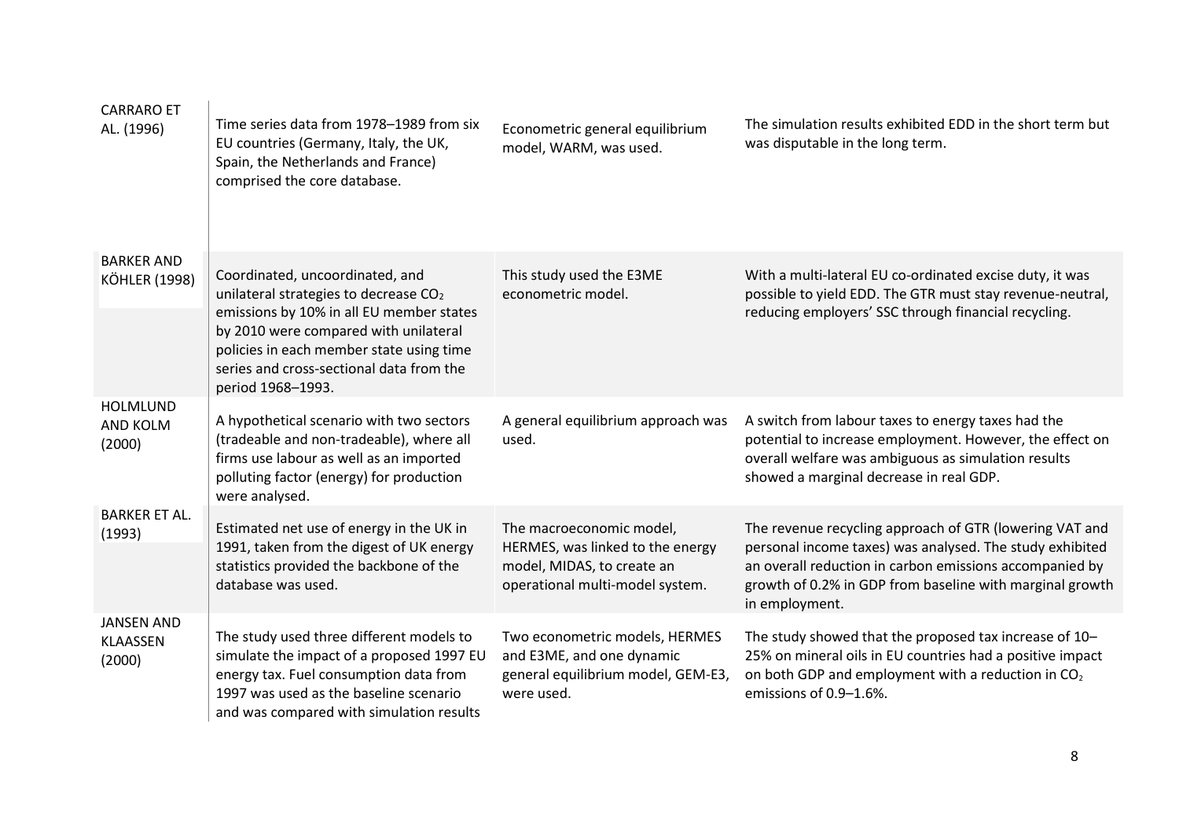| | | | |
|---|---|---|---|
| CARRARO ET AL. (1996) | Time series data from 1978–1989 from six EU countries (Germany, Italy, the UK, Spain, the Netherlands and France) comprised the core database. | Econometric general equilibrium model, WARM, was used. | The simulation results exhibited EDD in the short term but was disputable in the long term. |
| BARKER AND KÖHLER (1998) | Coordinated, uncoordinated, and unilateral strategies to decrease $CO_2$ emissions by 10% in all EU member states by 2010 were compared with unilateral policies in each member state using time series and cross-sectional data from the period 1968–1993. | This study used the E3ME econometric model. | With a multi-lateral EU co-ordinated excise duty, it was possible to yield EDD. The GTR must stay revenue-neutral, reducing employers' SSC through financial recycling. |
| HOLMLUND AND KOLM (2000) | A hypothetical scenario with two sectors (tradeable and non-tradeable), where all firms use labour as well as an imported polluting factor (energy) for production were analysed. | A general equilibrium approach was used. | A switch from labour taxes to energy taxes had the potential to increase employment. However, the effect on overall welfare was ambiguous as simulation results showed a marginal decrease in real GDP. |
| BARKER ET AL. (1993) | Estimated net use of energy in the UK in 1991, taken from the digest of UK energy statistics provided the backbone of the database was used. | The macroeconomic model, HERMES, was linked to the energy model, MIDAS, to create an operational multi-model system. | The revenue recycling approach of GTR (lowering VAT and personal income taxes) was analysed. The study exhibited an overall reduction in carbon emissions accompanied by growth of 0.2% in GDP from baseline with marginal growth in employment. |
| JANSEN AND KLAASSEN (2000) | The study used three different models to simulate the impact of a proposed 1997 EU energy tax. Fuel consumption data from 1997 was used as the baseline scenario and was compared with simulation results | Two econometric models, HERMES and E3ME, and one dynamic general equilibrium model, GEM-E3, were used. | The study showed that the proposed tax increase of 10–25% on mineral oils in EU countries had a positive impact on both GDP and employment with a reduction in $CO_2$ emissions of 0.9–1.6%. |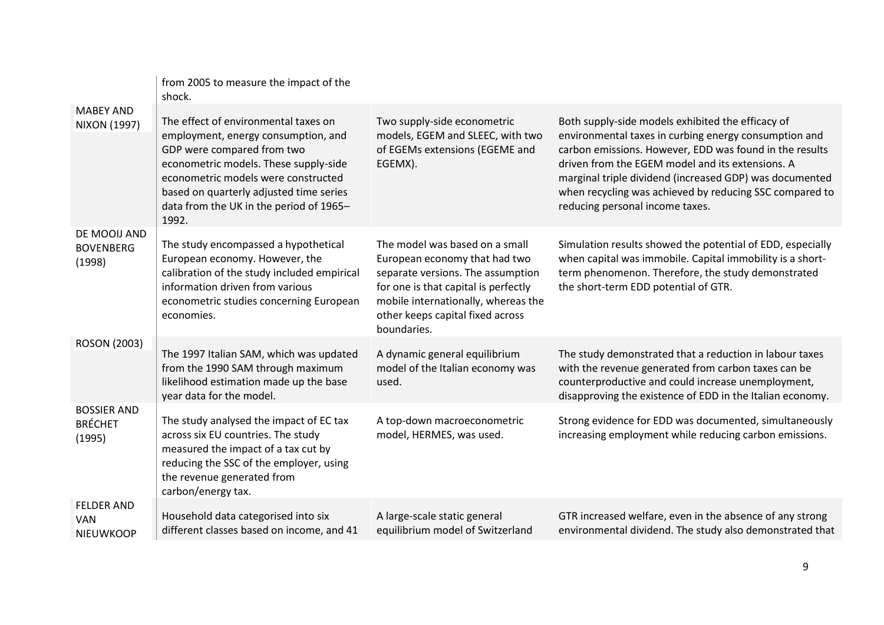| | | | |
|---|---|---|---|
| | from 2005 to measure the impact of the shock. | | |
| MABEY AND NIXON (1997) | The effect of environmental taxes on employment, energy consumption, and GDP were compared from two econometric models. These supply-side econometric models were constructed based on quarterly adjusted time series data from the UK in the period of 1965–1992. | Two supply-side econometric models, EGEM and SLEEC, with two of EGEMs extensions (EGEME and EGEMX). | Both supply-side models exhibited the efficacy of environmental taxes in curbing energy consumption and carbon emissions. However, EDD was found in the results driven from the EGEM model and its extensions. A marginal triple dividend (increased GDP) was documented when recycling was achieved by reducing SSC compared to reducing personal income taxes. |
| DE MOOIJ AND BOVENBERG (1998) | The study encompassed a hypothetical European economy. However, the calibration of the study included empirical information driven from various econometric studies concerning European economies. | The model was based on a small European economy that had two separate versions. The assumption for one is that capital is perfectly mobile internationally, whereas the other keeps capital fixed across boundaries. | Simulation results showed the potential of EDD, especially when capital was immobile. Capital immobility is a short-term phenomenon. Therefore, the study demonstrated the short-term EDD potential of GTR. |
| ROSON (2003) | The 1997 Italian SAM, which was updated from the 1990 SAM through maximum likelihood estimation made up the base year data for the model. | A dynamic general equilibrium model of the Italian economy was used. | The study demonstrated that a reduction in labour taxes with the revenue generated from carbon taxes can be counterproductive and could increase unemployment, disapproving the existence of EDD in the Italian economy. |
| BOSSIER AND BRÉCHET (1995) | The study analysed the impact of EC tax across six EU countries. The study measured the impact of a tax cut by reducing the SSC of the employer, using the revenue generated from carbon/energy tax. | A top-down macroeconometric model, HERMES, was used. | Strong evidence for EDD was documented, simultaneously increasing employment while reducing carbon emissions. |
| FELDER AND VAN NIEUWKOOP | Household data categorised into six different classes based on income, and 41 | A large-scale static general equilibrium model of Switzerland | GTR increased welfare, even in the absence of any strong environmental dividend. The study also demonstrated that |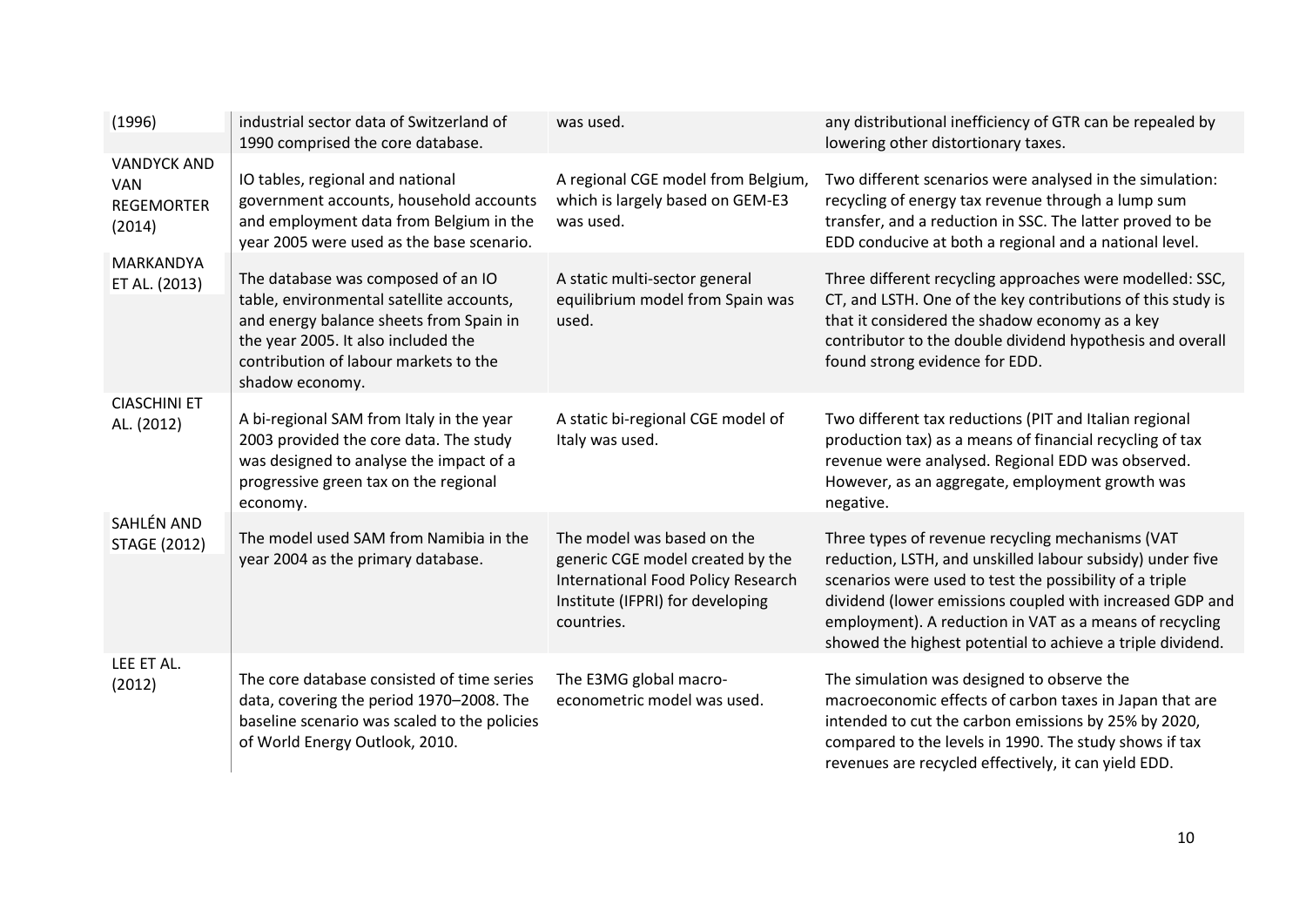| | | | |
|---|---|---|---|
| (1996) | industrial sector data of Switzerland of 1990 comprised the core database. | was used. | any distributional inefficiency of GTR can be repealed by lowering other distortionary taxes. |
| VANDYCK AND VAN REGEMORTER (2014) | IO tables, regional and national government accounts, household accounts and employment data from Belgium in the year 2005 were used as the base scenario. | A regional CGE model from Belgium, which is largely based on GEM-E3 was used. | Two different scenarios were analysed in the simulation: recycling of energy tax revenue through a lump sum transfer, and a reduction in SSC. The latter proved to be EDD conducive at both a regional and a national level. |
| MARKANDYA ET AL. (2013) | The database was composed of an IO table, environmental satellite accounts, and energy balance sheets from Spain in the year 2005. It also included the contribution of labour markets to the shadow economy. | A static multi-sector general equilibrium model from Spain was used. | Three different recycling approaches were modelled: SSC, CT, and LSTH. One of the key contributions of this study is that it considered the shadow economy as a key contributor to the double dividend hypothesis and overall found strong evidence for EDD. |
| CIASCHINI ET AL. (2012) | A bi-regional SAM from Italy in the year 2003 provided the core data. The study was designed to analyse the impact of a progressive green tax on the regional economy. | A static bi-regional CGE model of Italy was used. | Two different tax reductions (PIT and Italian regional production tax) as a means of financial recycling of tax revenue were analysed. Regional EDD was observed. However, as an aggregate, employment growth was negative. |
| SAHLÉN AND STAGE (2012) | The model used SAM from Namibia in the year 2004 as the primary database. | The model was based on the generic CGE model created by the International Food Policy Research Institute (IFPRI) for developing countries. | Three types of revenue recycling mechanisms (VAT reduction, LSTH, and unskilled labour subsidy) under five scenarios were used to test the possibility of a triple dividend (lower emissions coupled with increased GDP and employment). A reduction in VAT as a means of recycling showed the highest potential to achieve a triple dividend. |
| LEE ET AL. (2012) | The core database consisted of time series data, covering the period 1970–2008. The baseline scenario was scaled to the policies of World Energy Outlook, 2010. | The E3MG global macro-econometric model was used. | The simulation was designed to observe the macroeconomic effects of carbon taxes in Japan that are intended to cut the carbon emissions by 25% by 2020, compared to the levels in 1990. The study shows if tax revenues are recycled effectively, it can yield EDD. |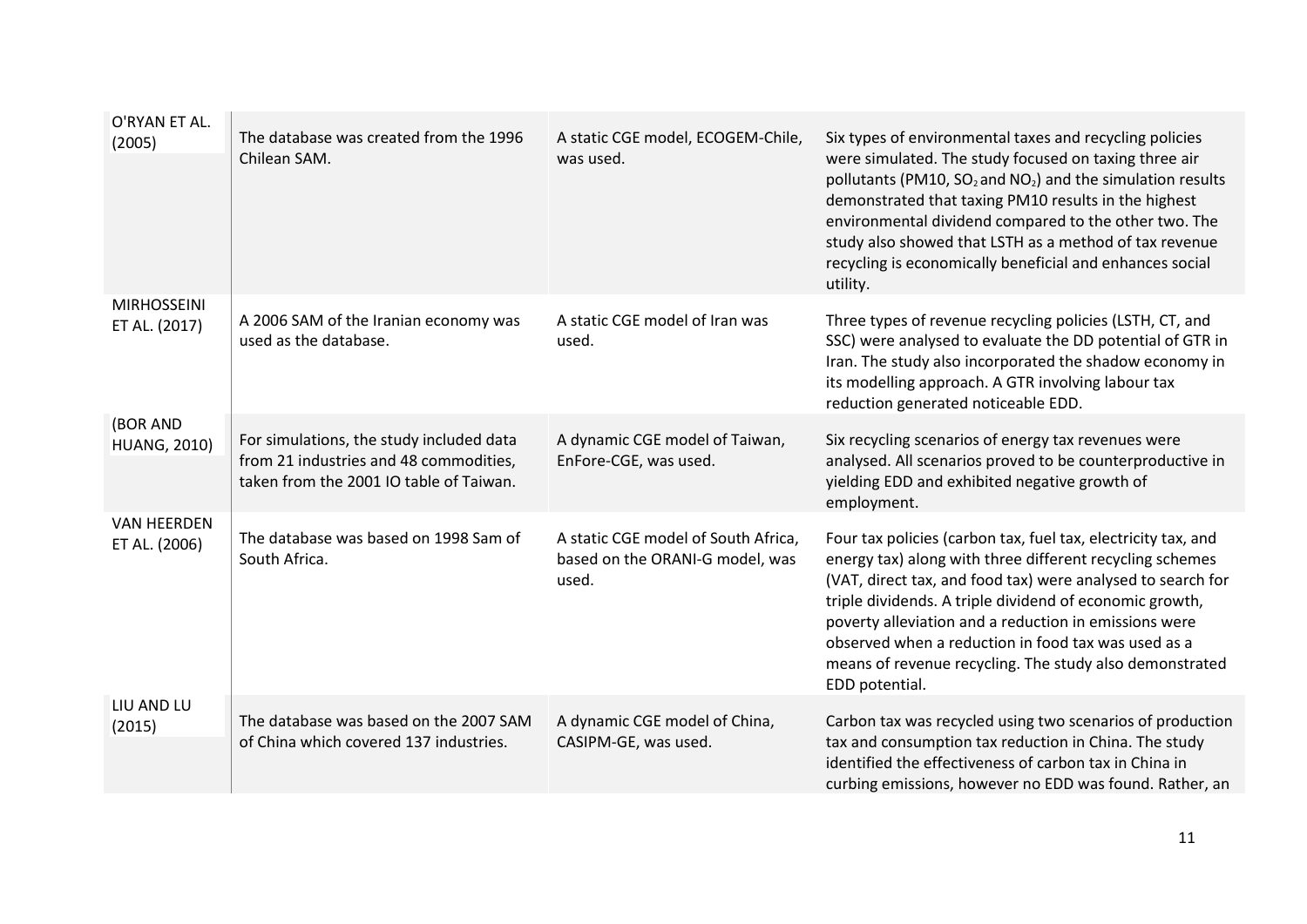| | | | |
|---|---|---|---|
| O'RYAN ET AL. (2005) | The database was created from the 1996 Chilean SAM. | A static CGE model, ECOGEM-Chile, was used. | Six types of environmental taxes and recycling policies were simulated. The study focused on taxing three air pollutants (PM10, $SO_2$ and $NO_2$) and the simulation results demonstrated that taxing PM10 results in the highest environmental dividend compared to the other two. The study also showed that LSTH as a method of tax revenue recycling is economically beneficial and enhances social utility. |
| MIRHOSSEINI ET AL. (2017) | A 2006 SAM of the Iranian economy was used as the database. | A static CGE model of Iran was used. | Three types of revenue recycling policies (LSTH, CT, and SSC) were analysed to evaluate the DD potential of GTR in Iran. The study also incorporated the shadow economy in its modelling approach. A GTR involving labour tax reduction generated noticeable EDD. |
| (BOR AND HUANG, 2010) | For simulations, the study included data from 21 industries and 48 commodities, taken from the 2001 IO table of Taiwan. | A dynamic CGE model of Taiwan, EnFore-CGE, was used. | Six recycling scenarios of energy tax revenues were analysed. All scenarios proved to be counterproductive in yielding EDD and exhibited negative growth of employment. |
| VAN HEERDEN ET AL. (2006) | The database was based on 1998 Sam of South Africa. | A static CGE model of South Africa, based on the ORANI-G model, was used. | Four tax policies (carbon tax, fuel tax, electricity tax, and energy tax) along with three different recycling schemes (VAT, direct tax, and food tax) were analysed to search for triple dividends. A triple dividend of economic growth, poverty alleviation and a reduction in emissions were observed when a reduction in food tax was used as a means of revenue recycling. The study also demonstrated EDD potential. |
| LIU AND LU (2015) | The database was based on the 2007 SAM of China which covered 137 industries. | A dynamic CGE model of China, CASIPM-GE, was used. | Carbon tax was recycled using two scenarios of production tax and consumption tax reduction in China. The study identified the effectiveness of carbon tax in China in curbing emissions, however no EDD was found. Rather, an |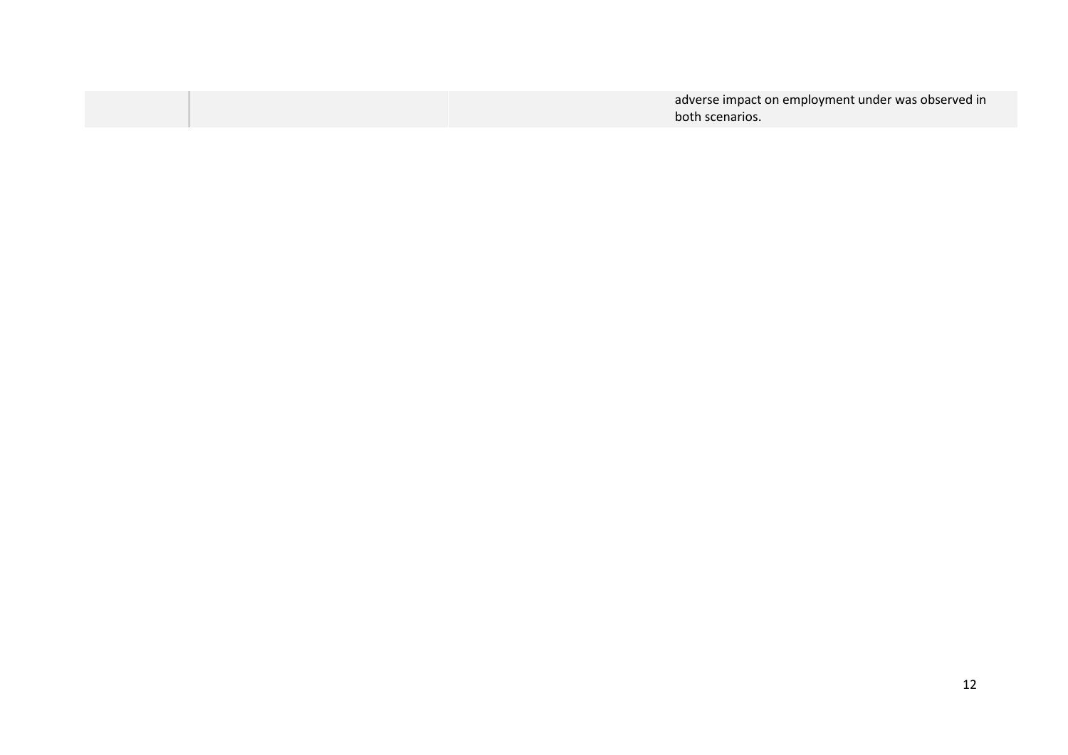| | | | |
|---|---|---|---|
| | | | adverse impact on employment under was observed in both scenarios. |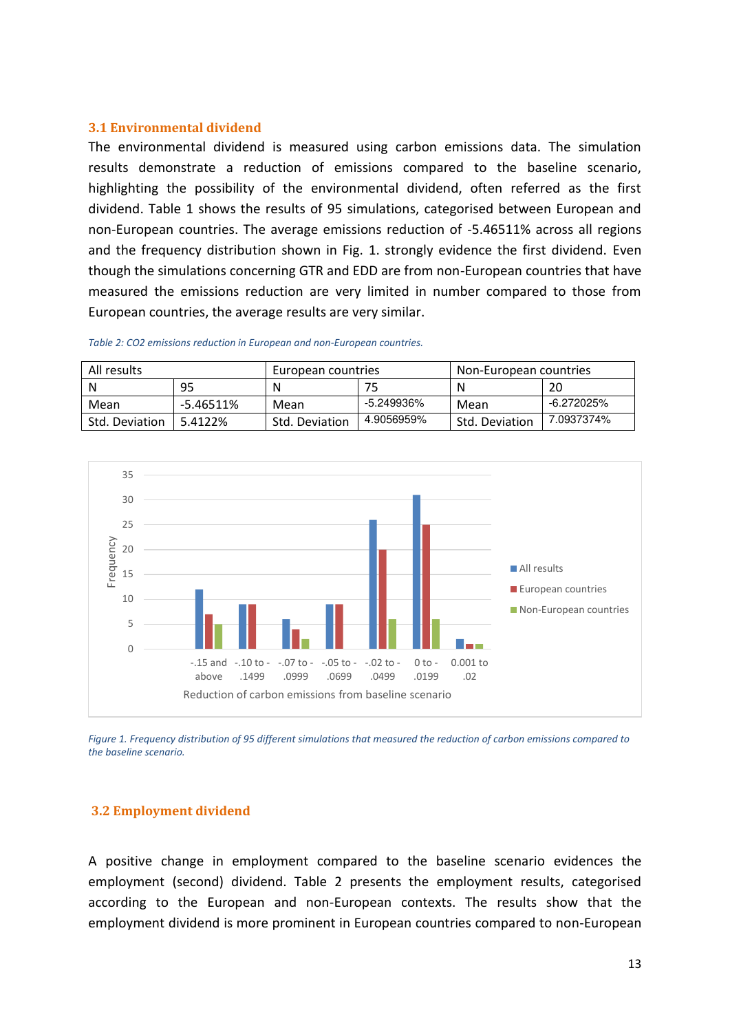### 3.1 Environmental dividend

The environmental dividend is measured using carbon emissions data. The simulation results demonstrate a reduction of emissions compared to the baseline scenario, highlighting the possibility of the environmental dividend, often referred as the first dividend. Table 1 shows the results of 95 simulations, categorised between European and non-European countries. The average emissions reduction of -5.46511% across all regions and the frequency distribution shown in Fig. 1. strongly evidence the first dividend. Even though the simulations concerning GTR and EDD are from non-European countries that have measured the emissions reduction are very limited in number compared to those from European countries, the average results are very similar.

*Table 2: CO2 emissions reduction in European and non-European countries.*

| All results | | European countries | | Non-European countries | |
|---|---|---|---|---|---|
| N | 95 | N | 75 | N | 20 |
| Mean | -5.46511% | Mean | -5.249936% | Mean | -6.272025% |
| Std. Deviation | 5.4122% | Std. Deviation | 4.9056959% | Std. Deviation | 7.0937374% |

*Figure 1. Frequency distribution of 95 different simulations that measured the reduction of carbon emissions compared to the baseline scenario.*

### 3.2 Employment dividend

A positive change in employment compared to the baseline scenario evidences the employment (second) dividend. Table 2 presents the employment results, categorised according to the European and non-European contexts. The results show that the employment dividend is more prominent in European countries compared to non-European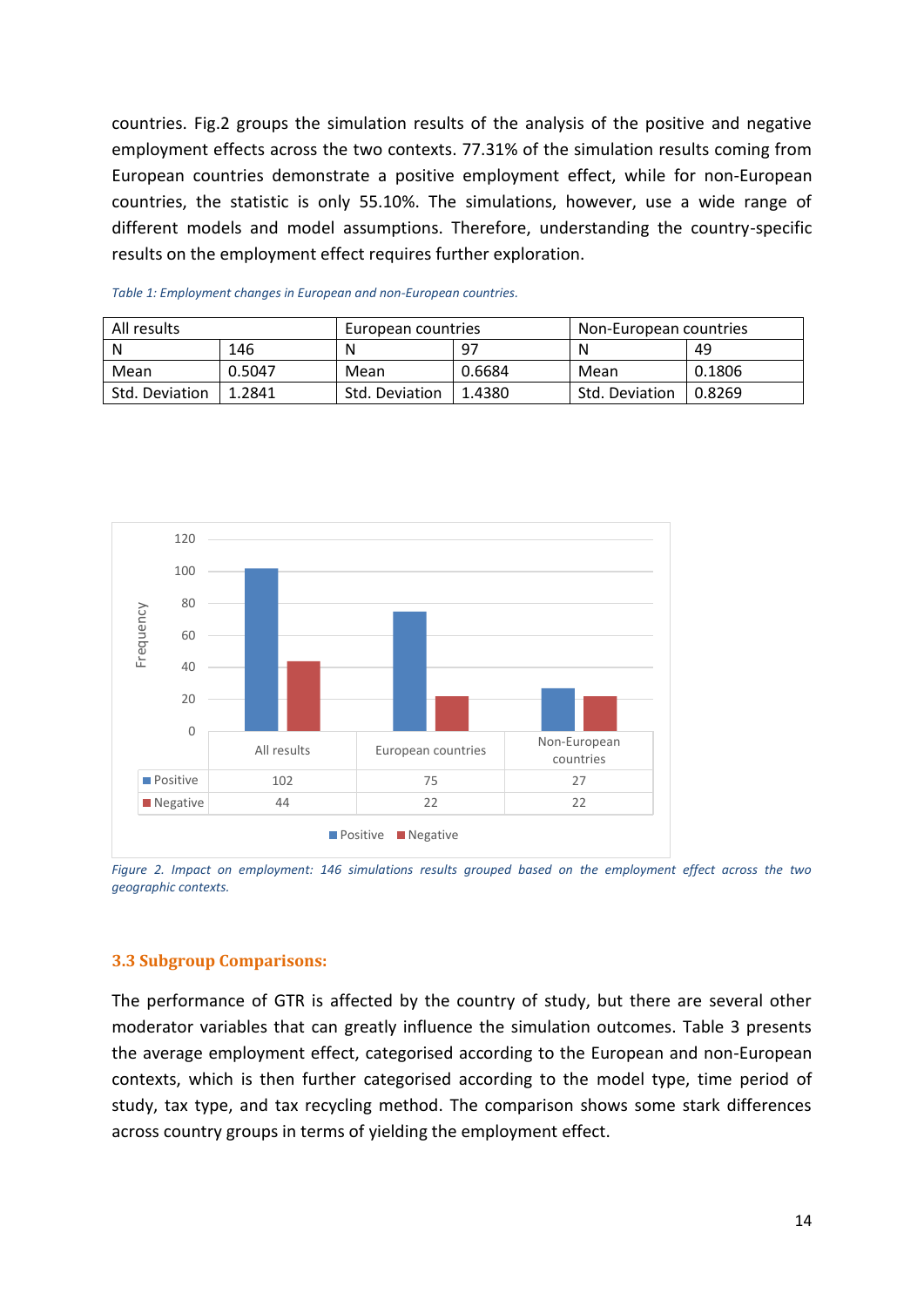countries. Fig.2 groups the simulation results of the analysis of the positive and negative employment effects across the two contexts. 77.31% of the simulation results coming from European countries demonstrate a positive employment effect, while for non-European countries, the statistic is only 55.10%. The simulations, however, use a wide range of different models and model assumptions. Therefore, understanding the country-specific results on the employment effect requires further exploration.

*Table 1: Employment changes in European and non-European countries.*

| All results | | European countries | | Non-European countries | |
|---|---|---|---|---|---|
| N | 146 | N | 97 | N | 49 |
| Mean | 0.5047 | Mean | 0.6684 | Mean | 0.1806 |
| Std. Deviation | 1.2841 | Std. Deviation | 1.4380 | Std. Deviation | 0.8269 |

| | All results | European countries | Non-European countries |
|---|---|---|---|
| Positive | 102 | 75 | 27 |
| Negative | 44 | 22 | 22 |

*Figure 2. Impact on employment: 146 simulations results grouped based on the employment effect across the two geographic contexts.*

### 3.3 Subgroup Comparisons:

The performance of GTR is affected by the country of study, but there are several other moderator variables that can greatly influence the simulation outcomes. Table 3 presents the average employment effect, categorised according to the European and non-European contexts, which is then further categorised according to the model type, time period of study, tax type, and tax recycling method. The comparison shows some stark differences across country groups in terms of yielding the employment effect.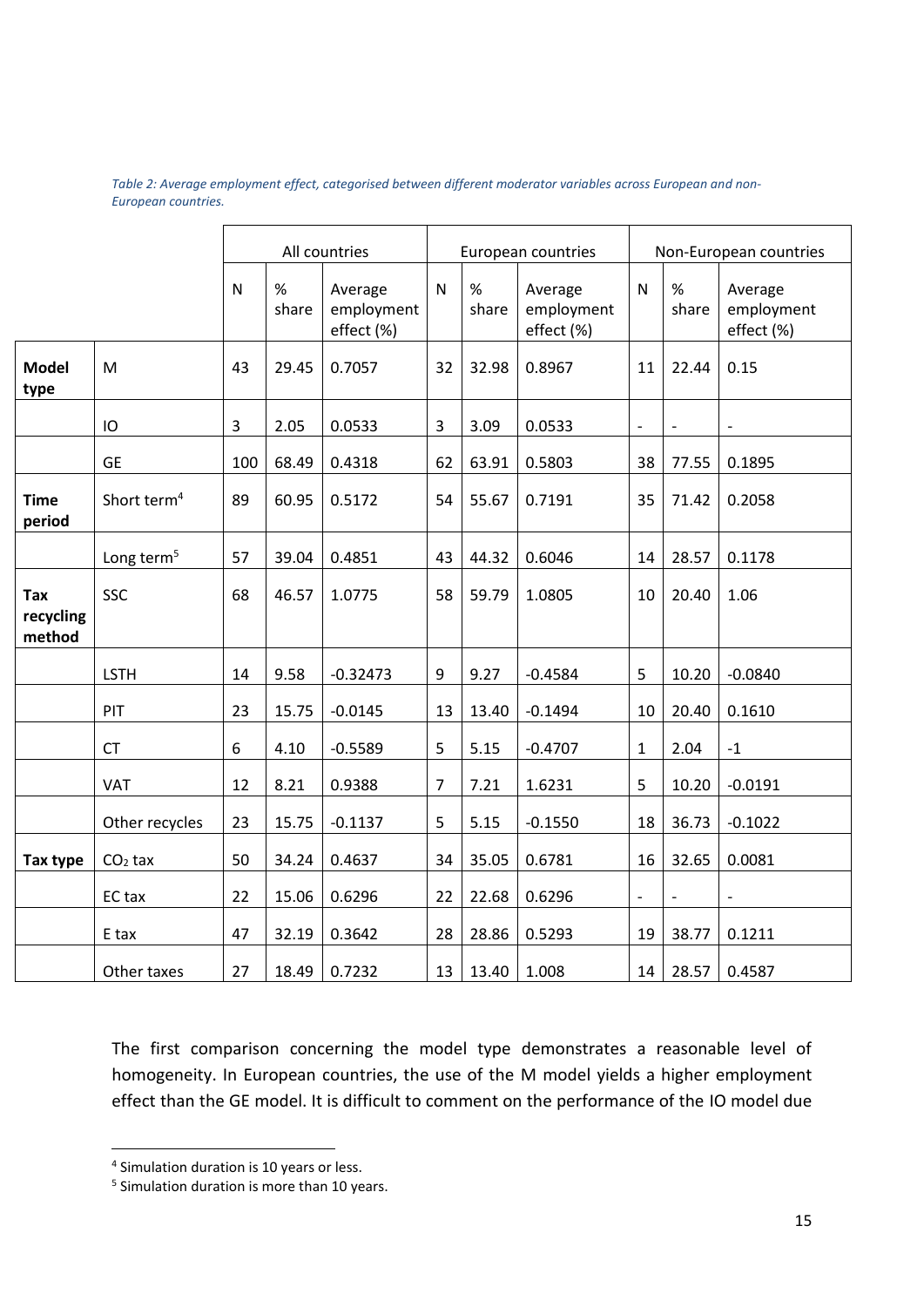*Table 2: Average employment effect, categorised between different moderator variables across European and non-European countries.*

| | | All countries | | | European countries | | | Non-European countries | | |
|---|---|---|---|---|---|---|---|---|---|---|
| | | N | % share | Average employment effect (%) | N | % share | Average employment effect (%) | N | % share | Average employment effect (%) |
| **Model type** | M | 43 | 29.45 | 0.7057 | 32 | 32.98 | 0.8967 | 11 | 22.44 | 0.15 |
| | IO | 3 | 2.05 | 0.0533 | 3 | 3.09 | 0.0533 | - | - | - |
| | GE | 100 | 68.49 | 0.4318 | 62 | 63.91 | 0.5803 | 38 | 77.55 | 0.1895 |
| **Time period** | Short term[4] | 89 | 60.95 | 0.5172 | 54 | 55.67 | 0.7191 | 35 | 71.42 | 0.2058 |
| | Long term[5] | 57 | 39.04 | 0.4851 | 43 | 44.32 | 0.6046 | 14 | 28.57 | 0.1178 |
| **Tax recycling method** | SSC | 68 | 46.57 | 1.0775 | 58 | 59.79 | 1.0805 | 10 | 20.40 | 1.06 |
| | LSTH | 14 | 9.58 | -0.32473 | 9 | 9.27 | -0.4584 | 5 | 10.20 | -0.0840 |
| | PIT | 23 | 15.75 | -0.0145 | 13 | 13.40 | -0.1494 | 10 | 20.40 | 0.1610 |
| | CT | 6 | 4.10 | -0.5589 | 5 | 5.15 | -0.4707 | 1 | 2.04 | -1 |
| | VAT | 12 | 8.21 | 0.9388 | 7 | 7.21 | 1.6231 | 5 | 10.20 | -0.0191 |
| | Other recycles | 23 | 15.75 | -0.1137 | 5 | 5.15 | -0.1550 | 18 | 36.73 | -0.1022 |
| **Tax type** | $CO_2$ tax | 50 | 34.24 | 0.4637 | 34 | 35.05 | 0.6781 | 16 | 32.65 | 0.0081 |
| | EC tax | 22 | 15.06 | 0.6296 | 22 | 22.68 | 0.6296 | - | - | - |
| | E tax | 47 | 32.19 | 0.3642 | 28 | 28.86 | 0.5293 | 19 | 38.77 | 0.1211 |
| | Other taxes | 27 | 18.49 | 0.7232 | 13 | 13.40 | 1.008 | 14 | 28.57 | 0.4587 |

The first comparison concerning the model type demonstrates a reasonable level of homogeneity. In European countries, the use of the M model yields a higher employment effect than the GE model. It is difficult to comment on the performance of the IO model due

[4] Simulation duration is 10 years or less.

[5] Simulation duration is more than 10 years.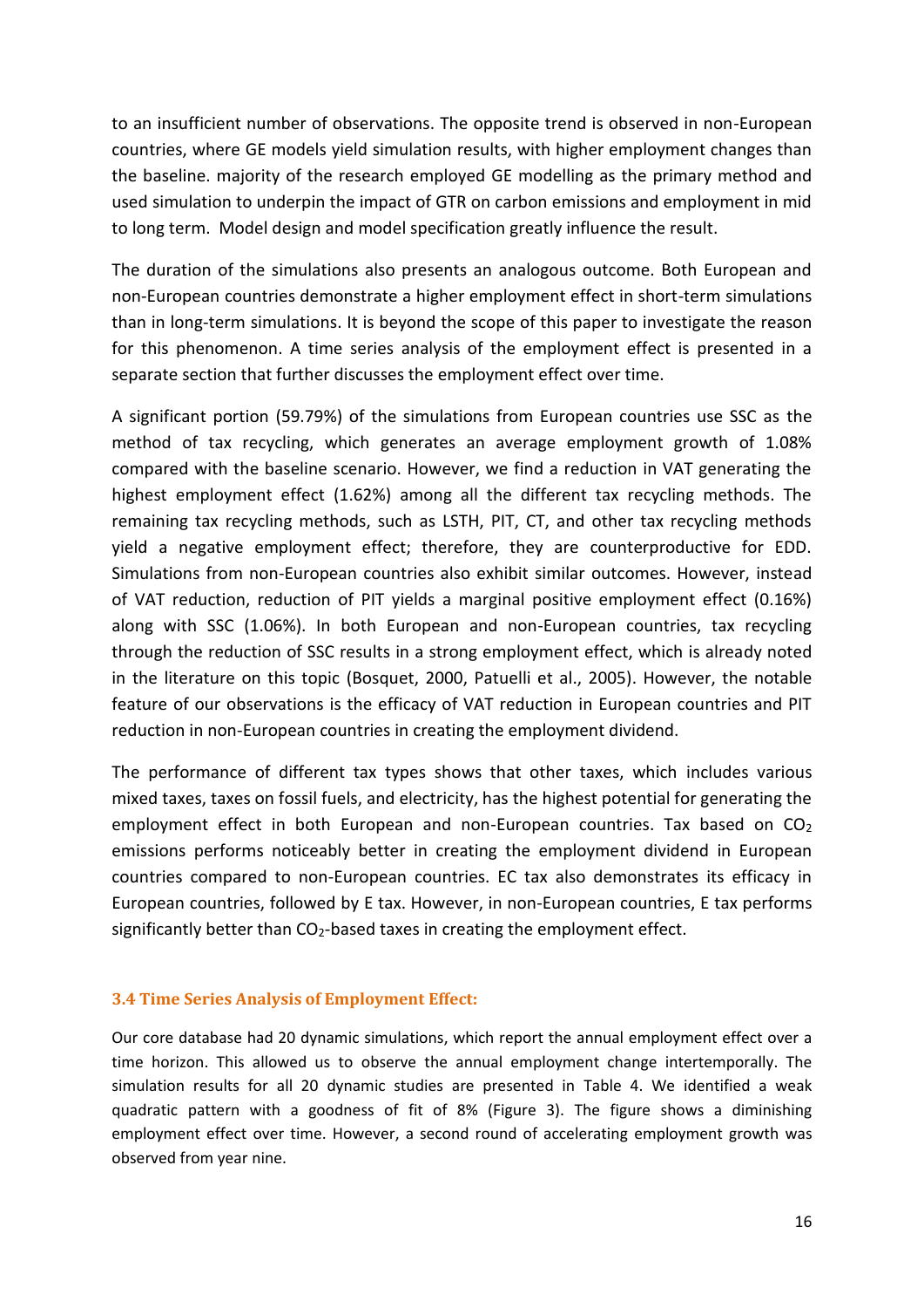to an insufficient number of observations. The opposite trend is observed in non-European countries, where GE models yield simulation results, with higher employment changes than the baseline. majority of the research employed GE modelling as the primary method and used simulation to underpin the impact of GTR on carbon emissions and employment in mid to long term. Model design and model specification greatly influence the result.

The duration of the simulations also presents an analogous outcome. Both European and non-European countries demonstrate a higher employment effect in short-term simulations than in long-term simulations. It is beyond the scope of this paper to investigate the reason for this phenomenon. A time series analysis of the employment effect is presented in a separate section that further discusses the employment effect over time.

A significant portion (59.79%) of the simulations from European countries use SSC as the method of tax recycling, which generates an average employment growth of 1.08% compared with the baseline scenario. However, we find a reduction in VAT generating the highest employment effect (1.62%) among all the different tax recycling methods. The remaining tax recycling methods, such as LSTH, PIT, CT, and other tax recycling methods yield a negative employment effect; therefore, they are counterproductive for EDD. Simulations from non-European countries also exhibit similar outcomes. However, instead of VAT reduction, reduction of PIT yields a marginal positive employment effect (0.16%) along with SSC (1.06%). In both European and non-European countries, tax recycling through the reduction of SSC results in a strong employment effect, which is already noted in the literature on this topic (Bosquet, 2000, Patuelli et al., 2005). However, the notable feature of our observations is the efficacy of VAT reduction in European countries and PIT reduction in non-European countries in creating the employment dividend.

The performance of different tax types shows that other taxes, which includes various mixed taxes, taxes on fossil fuels, and electricity, has the highest potential for generating the employment effect in both European and non-European countries. Tax based on $CO_2$ emissions performs noticeably better in creating the employment dividend in European countries compared to non-European countries. EC tax also demonstrates its efficacy in European countries, followed by E tax. However, in non-European countries, E tax performs significantly better than $CO_2$-based taxes in creating the employment effect.

### 3.4 Time Series Analysis of Employment Effect:

Our core database had 20 dynamic simulations, which report the annual employment effect over a time horizon. This allowed us to observe the annual employment change intertemporally. The simulation results for all 20 dynamic studies are presented in Table 4. We identified a weak quadratic pattern with a goodness of fit of 8% (Figure 3). The figure shows a diminishing employment effect over time. However, a second round of accelerating employment growth was observed from year nine.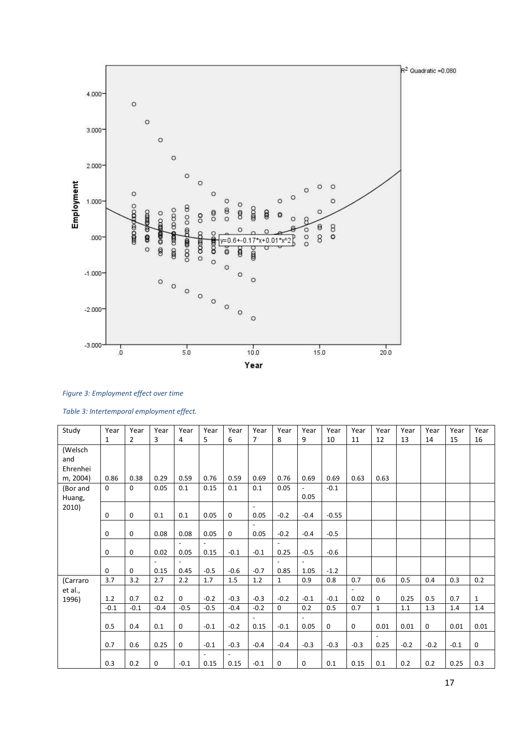*Figure 3: Employment effect over time*

*Table 3: Intertemporal employment effect.*

| Study | Year 1 | Year 2 | Year 3 | Year 4 | Year 5 | Year 6 | Year 7 | Year 8 | Year 9 | Year 10 | Year 11 | Year 12 | Year 13 | Year 14 | Year 15 | Year 16 |
|---|---|---|---|---|---|---|---|---|---|---|---|---|---|---|---|---|
| (Welsch and Ehrenheim, 2004) | 0.86 | 0.38 | 0.29 | 0.59 | 0.76 | 0.59 | 0.69 | 0.76 | 0.69 | 0.69 | 0.63 | 0.63 | | | | |
| (Bor and Huang, 2010) | 0 | 0 | 0.05 | 0.1 | 0.15 | 0.1 | 0.1 | 0.05 | -0.05 | -0.1 | | | | | | |
| | 0 | 0 | 0.1 | 0.1 | 0.05 | 0 | -0.05 | -0.2 | -0.4 | -0.55 | | | | | | |
| | 0 | 0 | 0.08 | 0.08 | 0.05 | 0 | -0.05 | -0.2 | -0.4 | -0.5 | | | | | | |
| | 0 | 0 | 0.02 | -0.05 | -0.15 | -0.1 | -0.1 | -0.25 | -0.5 | -0.6 | | | | | | |
| | 0 | 0 | -0.15 | -0.45 | -0.5 | -0.6 | -0.7 | -0.85 | -1.05 | -1.2 | | | | | | |
| (Carraro et al., 1996) | 3.7 | 3.2 | 2.7 | 2.2 | 1.7 | 1.5 | 1.2 | 1 | 0.9 | 0.8 | 0.7 | 0.6 | 0.5 | 0.4 | 0.3 | 0.2 |
| | 1.2 | 0.7 | 0.2 | 0 | -0.2 | -0.3 | -0.3 | -0.2 | -0.1 | -0.1 | -0.02 | 0 | 0.25 | 0.5 | 0.7 | 1 |
| | -0.1 | -0.1 | -0.4 | -0.5 | -0.5 | -0.4 | -0.2 | 0 | 0.2 | 0.5 | 0.7 | 1 | 1.1 | 1.3 | 1.4 | 1.4 |
| | 0.5 | 0.4 | 0.1 | 0 | -0.1 | -0.2 | -0.15 | -0.1 | -0.05 | 0 | 0 | 0.01 | 0.01 | 0 | 0.01 | 0.01 |
| | 0.7 | 0.6 | 0.25 | 0 | -0.1 | -0.3 | -0.4 | -0.4 | -0.3 | -0.3 | -0.3 | -0.25 | -0.2 | -0.2 | -0.1 | 0 |
| | 0.3 | 0.2 | 0 | -0.1 | -0.15 | -0.15 | -0.1 | 0 | 0 | 0.1 | 0.15 | 0.1 | 0.2 | 0.2 | 0.25 | 0.3 |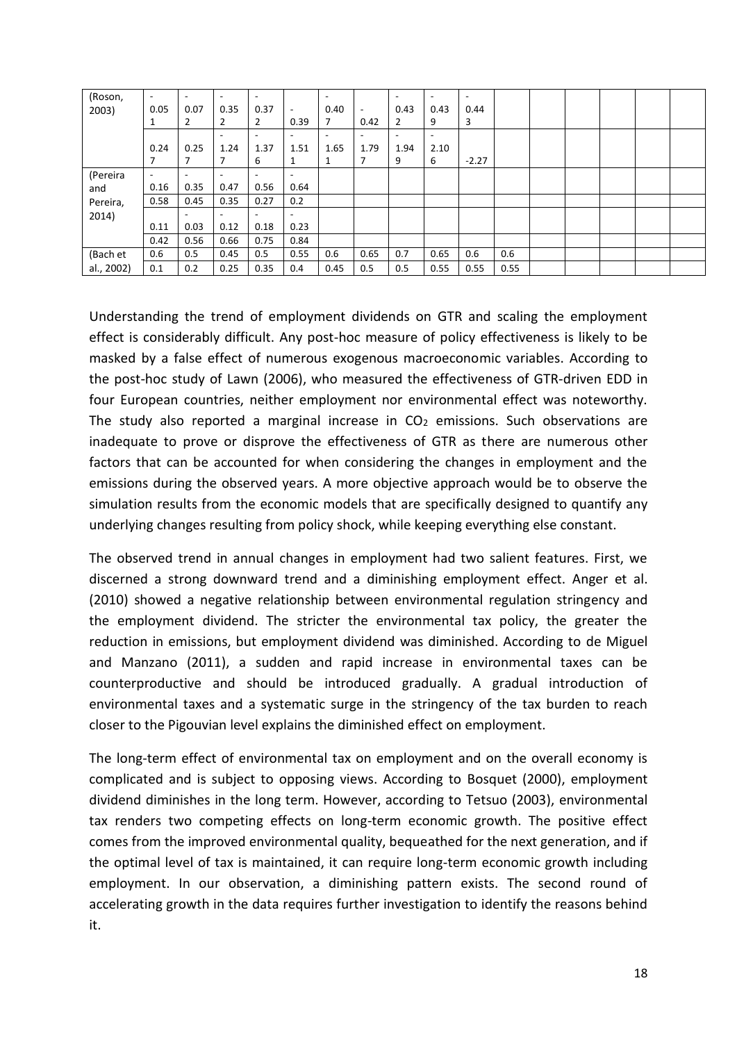| | | | | | | | | | | | | | | | | |
|---|---|---|---|---|---|---|---|---|---|---|---|---|---|---|---|---|
| (Roson, 2003) | -0.051 | -0.072 | -0.352 | -0.372 | -0.39 | -0.407 | -0.42 | -0.432 | -0.439 | -0.443 | | | | | | |
| | 0.247 | 0.257 | -1.247 | -1.376 | -1.511 | -1.651 | -1.797 | -1.949 | -2.106 | -2.27 | | | | | | |
| (Pereira and Pereira, 2014) | -0.16 | -0.35 | -0.47 | -0.56 | -0.64 | | | | | | | | | | | |
| | 0.58 | 0.45 | 0.35 | 0.27 | 0.2 | | | | | | | | | | | |
| | 0.11 | -0.03 | -0.12 | -0.18 | -0.23 | | | | | | | | | | | |
| | 0.42 | 0.56 | 0.66 | 0.75 | 0.84 | | | | | | | | | | | |
| (Bach et al., 2002) | 0.6 | 0.5 | 0.45 | 0.5 | 0.55 | 0.6 | 0.65 | 0.7 | 0.65 | 0.6 | 0.6 | | | | | |
| | 0.1 | 0.2 | 0.25 | 0.35 | 0.4 | 0.45 | 0.5 | 0.5 | 0.55 | 0.55 | 0.55 | | | | | |

Understanding the trend of employment dividends on GTR and scaling the employment effect is considerably difficult. Any post-hoc measure of policy effectiveness is likely to be masked by a false effect of numerous exogenous macroeconomic variables. According to the post-hoc study of Lawn (2006), who measured the effectiveness of GTR-driven EDD in four European countries, neither employment nor environmental effect was noteworthy. The study also reported a marginal increase in $CO_2$ emissions. Such observations are inadequate to prove or disprove the effectiveness of GTR as there are numerous other factors that can be accounted for when considering the changes in employment and the emissions during the observed years. A more objective approach would be to observe the simulation results from the economic models that are specifically designed to quantify any underlying changes resulting from policy shock, while keeping everything else constant.

The observed trend in annual changes in employment had two salient features. First, we discerned a strong downward trend and a diminishing employment effect. Anger et al. (2010) showed a negative relationship between environmental regulation stringency and the employment dividend. The stricter the environmental tax policy, the greater the reduction in emissions, but employment dividend was diminished. According to de Miguel and Manzano (2011), a sudden and rapid increase in environmental taxes can be counterproductive and should be introduced gradually. A gradual introduction of environmental taxes and a systematic surge in the stringency of the tax burden to reach closer to the Pigouvian level explains the diminished effect on employment.

The long-term effect of environmental tax on employment and on the overall economy is complicated and is subject to opposing views. According to Bosquet (2000), employment dividend diminishes in the long term. However, according to Tetsuo (2003), environmental tax renders two competing effects on long-term economic growth. The positive effect comes from the improved environmental quality, bequeathed for the next generation, and if the optimal level of tax is maintained, it can require long-term economic growth including employment. In our observation, a diminishing pattern exists. The second round of accelerating growth in the data requires further investigation to identify the reasons behind it.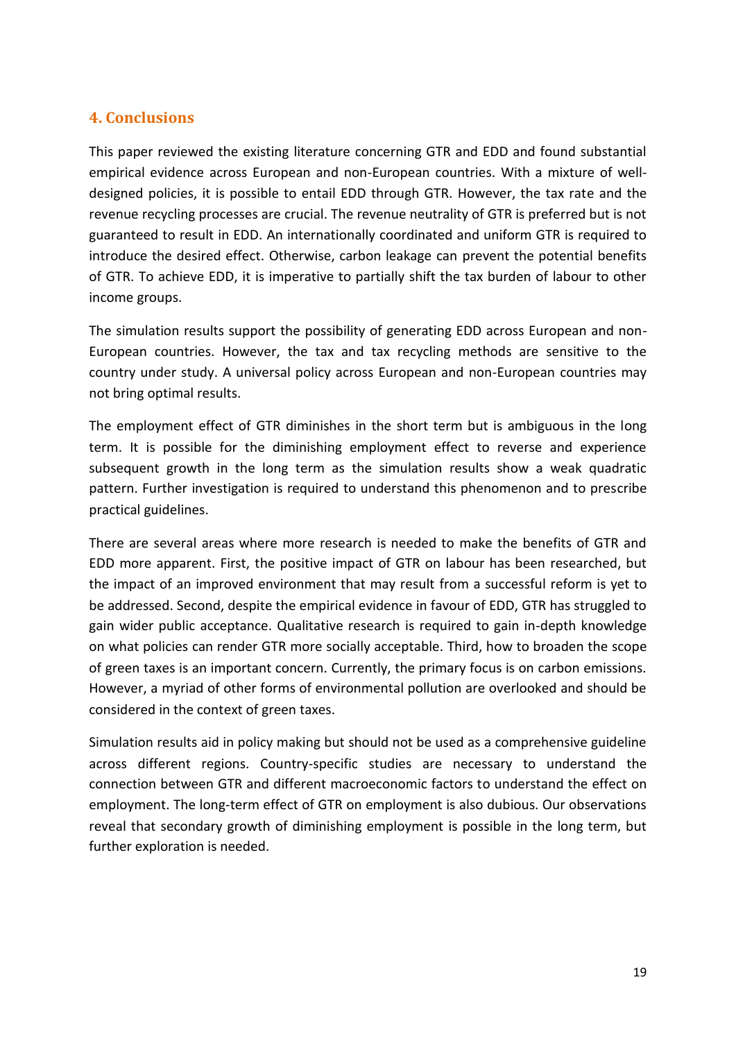## 4. Conclusions

This paper reviewed the existing literature concerning GTR and EDD and found substantial empirical evidence across European and non-European countries. With a mixture of well-designed policies, it is possible to entail EDD through GTR. However, the tax rate and the revenue recycling processes are crucial. The revenue neutrality of GTR is preferred but is not guaranteed to result in EDD. An internationally coordinated and uniform GTR is required to introduce the desired effect. Otherwise, carbon leakage can prevent the potential benefits of GTR. To achieve EDD, it is imperative to partially shift the tax burden of labour to other income groups.

The simulation results support the possibility of generating EDD across European and non-European countries. However, the tax and tax recycling methods are sensitive to the country under study. A universal policy across European and non-European countries may not bring optimal results.

The employment effect of GTR diminishes in the short term but is ambiguous in the long term. It is possible for the diminishing employment effect to reverse and experience subsequent growth in the long term as the simulation results show a weak quadratic pattern. Further investigation is required to understand this phenomenon and to prescribe practical guidelines.

There are several areas where more research is needed to make the benefits of GTR and EDD more apparent. First, the positive impact of GTR on labour has been researched, but the impact of an improved environment that may result from a successful reform is yet to be addressed. Second, despite the empirical evidence in favour of EDD, GTR has struggled to gain wider public acceptance. Qualitative research is required to gain in-depth knowledge on what policies can render GTR more socially acceptable. Third, how to broaden the scope of green taxes is an important concern. Currently, the primary focus is on carbon emissions. However, a myriad of other forms of environmental pollution are overlooked and should be considered in the context of green taxes.

Simulation results aid in policy making but should not be used as a comprehensive guideline across different regions. Country-specific studies are necessary to understand the connection between GTR and different macroeconomic factors to understand the effect on employment. The long-term effect of GTR on employment is also dubious. Our observations reveal that secondary growth of diminishing employment is possible in the long term, but further exploration is needed.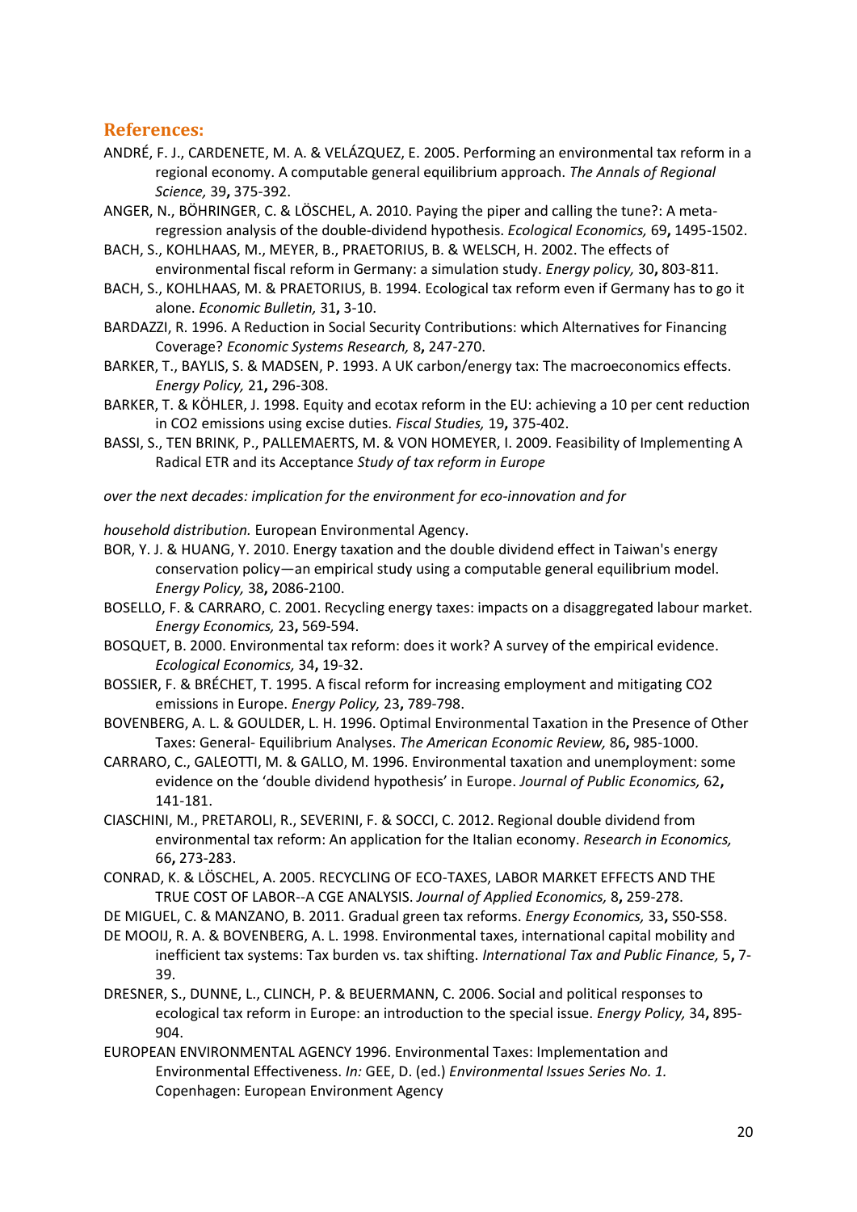## References:

ANDRÉ, F. J., CARDENETE, M. A. & VELÁZQUEZ, E. 2005. Performing an environmental tax reform in a regional economy. A computable general equilibrium approach. *The Annals of Regional Science,* 39**,** 375-392.

ANGER, N., BÖHRINGER, C. & LÖSCHEL, A. 2010. Paying the piper and calling the tune?: A meta-regression analysis of the double-dividend hypothesis. *Ecological Economics,* 69**,** 1495-1502.

BACH, S., KOHLHAAS, M., MEYER, B., PRAETORIUS, B. & WELSCH, H. 2002. The effects of environmental fiscal reform in Germany: a simulation study. *Energy policy,* 30**,** 803-811.

BACH, S., KOHLHAAS, M. & PRAETORIUS, B. 1994. Ecological tax reform even if Germany has to go it alone. *Economic Bulletin,* 31**,** 3-10.

BARDAZZI, R. 1996. A Reduction in Social Security Contributions: which Alternatives for Financing Coverage? *Economic Systems Research,* 8**,** 247-270.

BARKER, T., BAYLIS, S. & MADSEN, P. 1993. A UK carbon/energy tax: The macroeconomics effects. *Energy Policy,* 21**,** 296-308.

BARKER, T. & KÖHLER, J. 1998. Equity and ecotax reform in the EU: achieving a 10 per cent reduction in CO2 emissions using excise duties. *Fiscal Studies,* 19**,** 375-402.

BASSI, S., TEN BRINK, P., PALLEMAERTS, M. & VON HOMEYER, I. 2009. Feasibility of Implementing A Radical ETR and its Acceptance *Study of tax reform in Europe*

*over the next decades: implication for the environment for eco-innovation and for*

*household distribution.* European Environmental Agency.

BOR, Y. J. & HUANG, Y. 2010. Energy taxation and the double dividend effect in Taiwan's energy conservation policy—an empirical study using a computable general equilibrium model. *Energy Policy,* 38**,** 2086-2100.

BOSELLO, F. & CARRARO, C. 2001. Recycling energy taxes: impacts on a disaggregated labour market. *Energy Economics,* 23**,** 569-594.

BOSQUET, B. 2000. Environmental tax reform: does it work? A survey of the empirical evidence. *Ecological Economics,* 34**,** 19-32.

BOSSIER, F. & BRÉCHET, T. 1995. A fiscal reform for increasing employment and mitigating CO2 emissions in Europe. *Energy Policy,* 23**,** 789-798.

BOVENBERG, A. L. & GOULDER, L. H. 1996. Optimal Environmental Taxation in the Presence of Other Taxes: General- Equilibrium Analyses. *The American Economic Review,* 86**,** 985-1000.

CARRARO, C., GALEOTTI, M. & GALLO, M. 1996. Environmental taxation and unemployment: some evidence on the 'double dividend hypothesis' in Europe. *Journal of Public Economics,* 62**,** 141-181.

CIASCHINI, M., PRETAROLI, R., SEVERINI, F. & SOCCI, C. 2012. Regional double dividend from environmental tax reform: An application for the Italian economy. *Research in Economics,* 66**,** 273-283.

CONRAD, K. & LÖSCHEL, A. 2005. RECYCLING OF ECO-TAXES, LABOR MARKET EFFECTS AND THE TRUE COST OF LABOR--A CGE ANALYSIS. *Journal of Applied Economics,* 8**,** 259-278.

DE MIGUEL, C. & MANZANO, B. 2011. Gradual green tax reforms. *Energy Economics,* 33**,** S50-S58.

DE MOOIJ, R. A. & BOVENBERG, A. L. 1998. Environmental taxes, international capital mobility and inefficient tax systems: Tax burden vs. tax shifting. *International Tax and Public Finance,* 5**,** 7-39.

DRESNER, S., DUNNE, L., CLINCH, P. & BEUERMANN, C. 2006. Social and political responses to ecological tax reform in Europe: an introduction to the special issue. *Energy Policy,* 34**,** 895-904.

EUROPEAN ENVIRONMENTAL AGENCY 1996. Environmental Taxes: Implementation and Environmental Effectiveness. *In:* GEE, D. (ed.) *Environmental Issues Series No. 1.* Copenhagen: European Environment Agency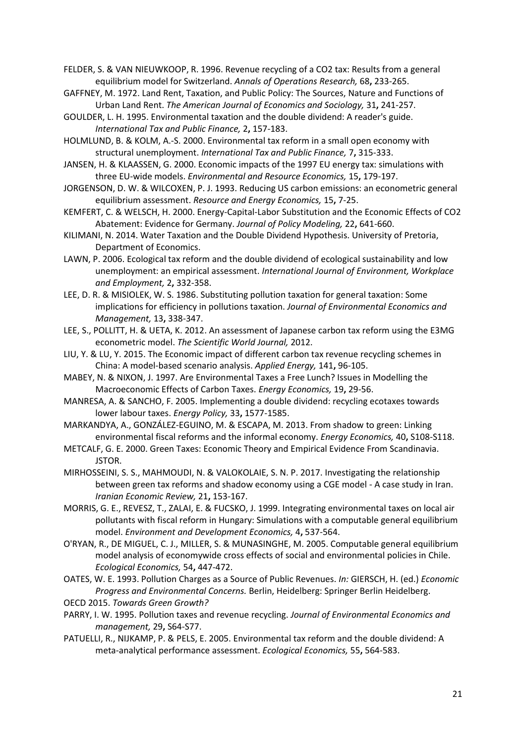FELDER, S. & VAN NIEUWKOOP, R. 1996. Revenue recycling of a CO2 tax: Results from a general equilibrium model for Switzerland. *Annals of Operations Research,* 68**,** 233-265.

GAFFNEY, M. 1972. Land Rent, Taxation, and Public Policy: The Sources, Nature and Functions of Urban Land Rent. *The American Journal of Economics and Sociology,* 31**,** 241-257.

GOULDER, L. H. 1995. Environmental taxation and the double dividend: A reader's guide. *International Tax and Public Finance,* 2**,** 157-183.

HOLMLUND, B. & KOLM, A.-S. 2000. Environmental tax reform in a small open economy with structural unemployment. *International Tax and Public Finance,* 7**,** 315-333.

JANSEN, H. & KLAASSEN, G. 2000. Economic impacts of the 1997 EU energy tax: simulations with three EU-wide models. *Environmental and Resource Economics,* 15**,** 179-197.

JORGENSON, D. W. & WILCOXEN, P. J. 1993. Reducing US carbon emissions: an econometric general equilibrium assessment. *Resource and Energy Economics,* 15**,** 7-25.

KEMFERT, C. & WELSCH, H. 2000. Energy-Capital-Labor Substitution and the Economic Effects of CO2 Abatement: Evidence for Germany. *Journal of Policy Modeling,* 22**,** 641-660.

KILIMANI, N. 2014. Water Taxation and the Double Dividend Hypothesis. University of Pretoria, Department of Economics.

LAWN, P. 2006. Ecological tax reform and the double dividend of ecological sustainability and low unemployment: an empirical assessment. *International Journal of Environment, Workplace and Employment,* 2**,** 332-358.

LEE, D. R. & MISIOLEK, W. S. 1986. Substituting pollution taxation for general taxation: Some implications for efficiency in pollutions taxation. *Journal of Environmental Economics and Management,* 13**,** 338-347.

LEE, S., POLLITT, H. & UETA, K. 2012. An assessment of Japanese carbon tax reform using the E3MG econometric model. *The Scientific World Journal,* 2012.

LIU, Y. & LU, Y. 2015. The Economic impact of different carbon tax revenue recycling schemes in China: A model-based scenario analysis. *Applied Energy,* 141**,** 96-105.

MABEY, N. & NIXON, J. 1997. Are Environmental Taxes a Free Lunch? Issues in Modelling the Macroeconomic Effects of Carbon Taxes. *Energy Economics,* 19**,** 29-56.

MANRESA, A. & SANCHO, F. 2005. Implementing a double dividend: recycling ecotaxes towards lower labour taxes. *Energy Policy,* 33**,** 1577-1585.

MARKANDYA, A., GONZÁLEZ-EGUINO, M. & ESCAPA, M. 2013. From shadow to green: Linking environmental fiscal reforms and the informal economy. *Energy Economics,* 40**,** S108-S118.

METCALF, G. E. 2000. Green Taxes: Economic Theory and Empirical Evidence From Scandinavia. JSTOR.

MIRHOSSEINI, S. S., MAHMOUDI, N. & VALOKOLAIE, S. N. P. 2017. Investigating the relationship between green tax reforms and shadow economy using a CGE model - A case study in Iran. *Iranian Economic Review,* 21**,** 153-167.

MORRIS, G. E., REVESZ, T., ZALAI, E. & FUCSKO, J. 1999. Integrating environmental taxes on local air pollutants with fiscal reform in Hungary: Simulations with a computable general equilibrium model. *Environment and Development Economics,* 4**,** 537-564.

O'RYAN, R., DE MIGUEL, C. J., MILLER, S. & MUNASINGHE, M. 2005. Computable general equilibrium model analysis of economywide cross effects of social and environmental policies in Chile. *Ecological Economics,* 54**,** 447-472.

OATES, W. E. 1993. Pollution Charges as a Source of Public Revenues. *In:* GIERSCH, H. (ed.) *Economic Progress and Environmental Concerns.* Berlin, Heidelberg: Springer Berlin Heidelberg.

OECD 2015. *Towards Green Growth?*

PARRY, I. W. 1995. Pollution taxes and revenue recycling. *Journal of Environmental Economics and management,* 29**,** S64-S77.

PATUELLI, R., NIJKAMP, P. & PELS, E. 2005. Environmental tax reform and the double dividend: A meta-analytical performance assessment. *Ecological Economics,* 55**,** 564-583.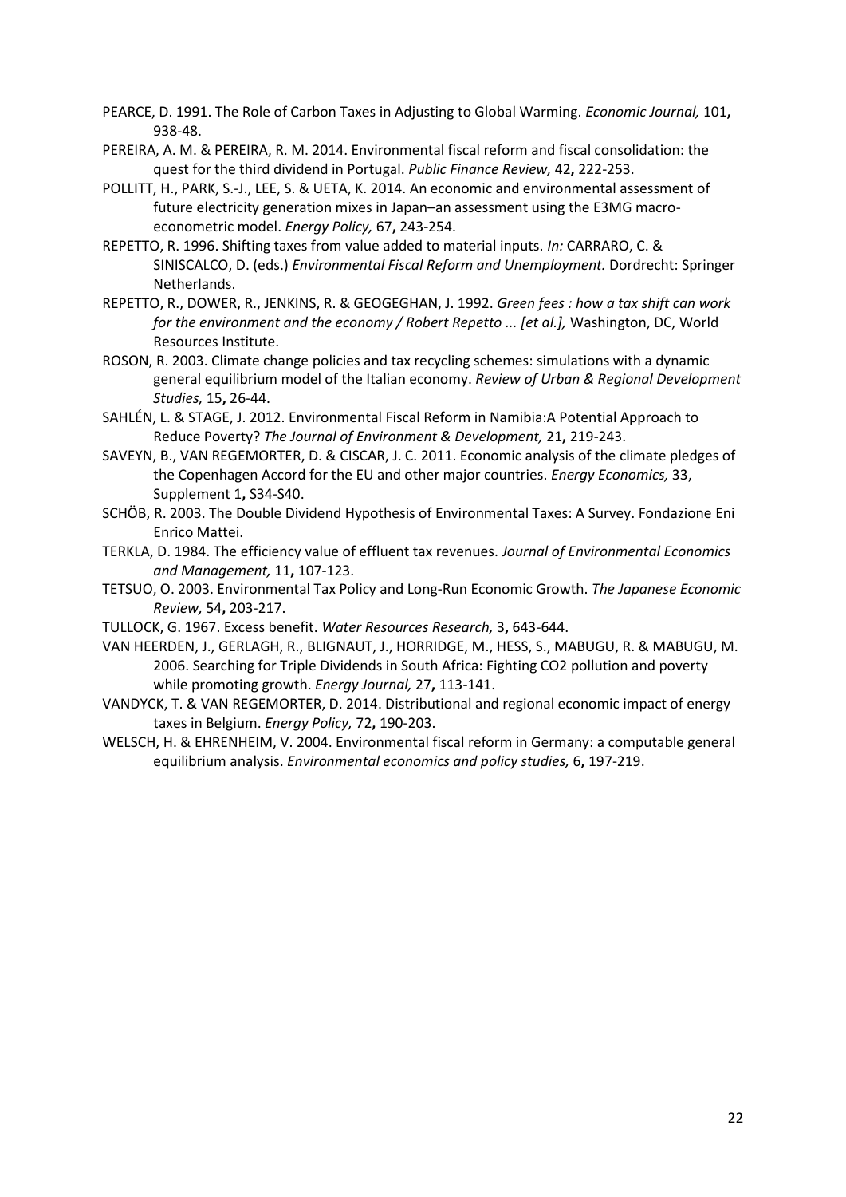PEARCE, D. 1991. The Role of Carbon Taxes in Adjusting to Global Warming. *Economic Journal,* 101**,** 938-48.

PEREIRA, A. M. & PEREIRA, R. M. 2014. Environmental fiscal reform and fiscal consolidation: the quest for the third dividend in Portugal. *Public Finance Review,* 42**,** 222-253.

POLLITT, H., PARK, S.-J., LEE, S. & UETA, K. 2014. An economic and environmental assessment of future electricity generation mixes in Japan–an assessment using the E3MG macro-econometric model. *Energy Policy,* 67**,** 243-254.

REPETTO, R. 1996. Shifting taxes from value added to material inputs. *In:* CARRARO, C. & SINISCALCO, D. (eds.) *Environmental Fiscal Reform and Unemployment.* Dordrecht: Springer Netherlands.

REPETTO, R., DOWER, R., JENKINS, R. & GEOGEGHAN, J. 1992. *Green fees : how a tax shift can work for the environment and the economy / Robert Repetto ... [et al.],* Washington, DC, World Resources Institute.

ROSON, R. 2003. Climate change policies and tax recycling schemes: simulations with a dynamic general equilibrium model of the Italian economy. *Review of Urban & Regional Development Studies,* 15**,** 26-44.

SAHLÉN, L. & STAGE, J. 2012. Environmental Fiscal Reform in Namibia:A Potential Approach to Reduce Poverty? *The Journal of Environment & Development,* 21**,** 219-243.

SAVEYN, B., VAN REGEMORTER, D. & CISCAR, J. C. 2011. Economic analysis of the climate pledges of the Copenhagen Accord for the EU and other major countries. *Energy Economics,* 33, Supplement 1**,** S34-S40.

SCHÖB, R. 2003. The Double Dividend Hypothesis of Environmental Taxes: A Survey. Fondazione Eni Enrico Mattei.

TERKLA, D. 1984. The efficiency value of effluent tax revenues. *Journal of Environmental Economics and Management,* 11**,** 107-123.

TETSUO, O. 2003. Environmental Tax Policy and Long-Run Economic Growth. *The Japanese Economic Review,* 54**,** 203-217.

TULLOCK, G. 1967. Excess benefit. *Water Resources Research,* 3**,** 643-644.

VAN HEERDEN, J., GERLAGH, R., BLIGNAUT, J., HORRIDGE, M., HESS, S., MABUGU, R. & MABUGU, M. 2006. Searching for Triple Dividends in South Africa: Fighting CO2 pollution and poverty while promoting growth. *Energy Journal,* 27**,** 113-141.

VANDYCK, T. & VAN REGEMORTER, D. 2014. Distributional and regional economic impact of energy taxes in Belgium. *Energy Policy,* 72**,** 190-203.

WELSCH, H. & EHRENHEIM, V. 2004. Environmental fiscal reform in Germany: a computable general equilibrium analysis. *Environmental economics and policy studies,* 6**,** 197-219.